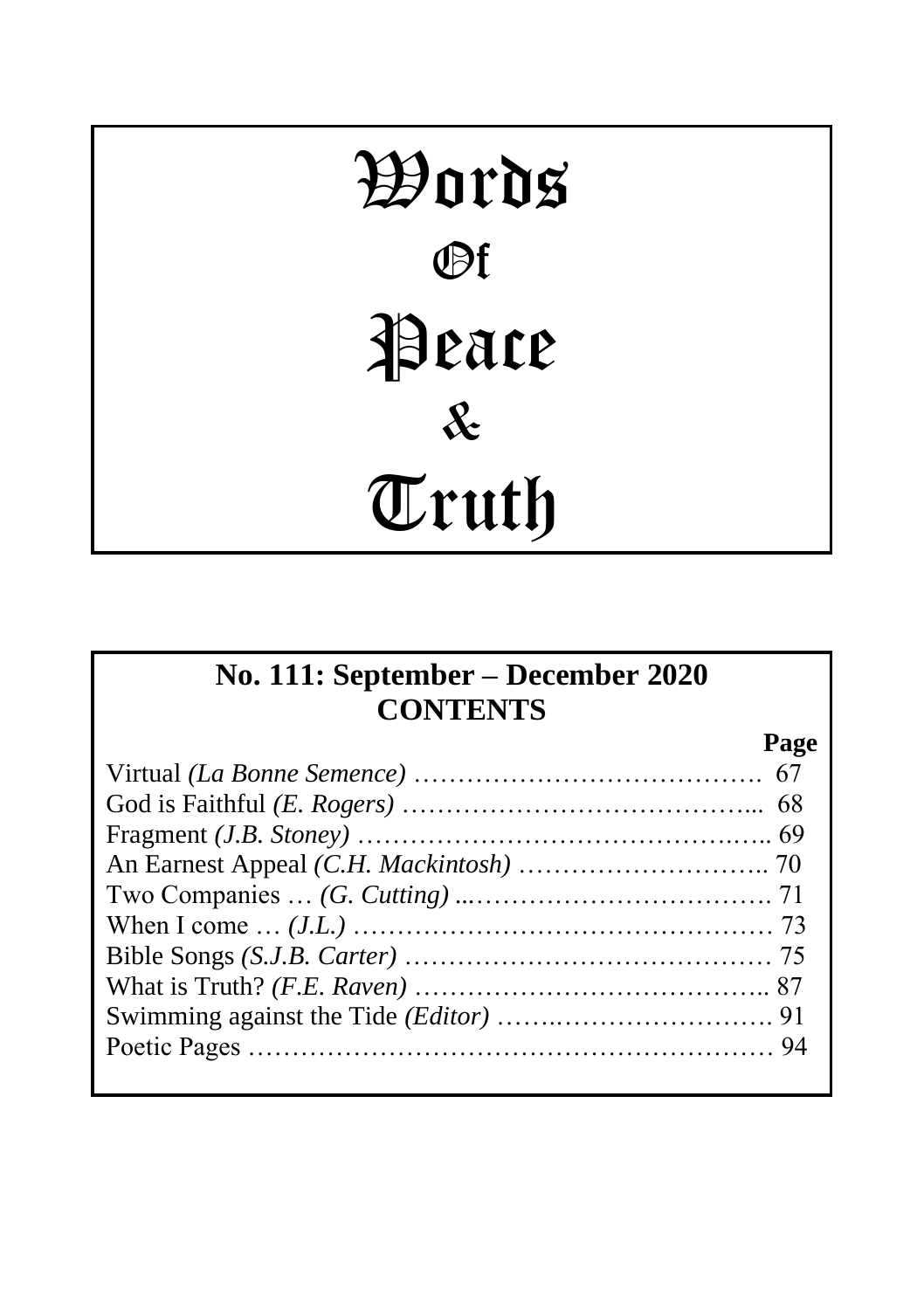# Words Of Peace & Truth

## No. 111: September – December 2020
## CONTENTS

| | Page |
|---|---|
| Virtual *(La Bonne Semence)* | 67 |
| God is Faithful *(E. Rogers)* | 68 |
| Fragment *(J.B. Stoney)* | 69 |
| An Earnest Appeal *(C.H. Mackintosh)* | 70 |
| Two Companies … *(G. Cutting)* | 71 |
| When I come … *(J.L.)* | 73 |
| Bible Songs *(S.J.B. Carter)* | 75 |
| What is Truth? *(F.E. Raven)* | 87 |
| Swimming against the Tide *(Editor)* | 91 |
| Poetic Pages | 94 |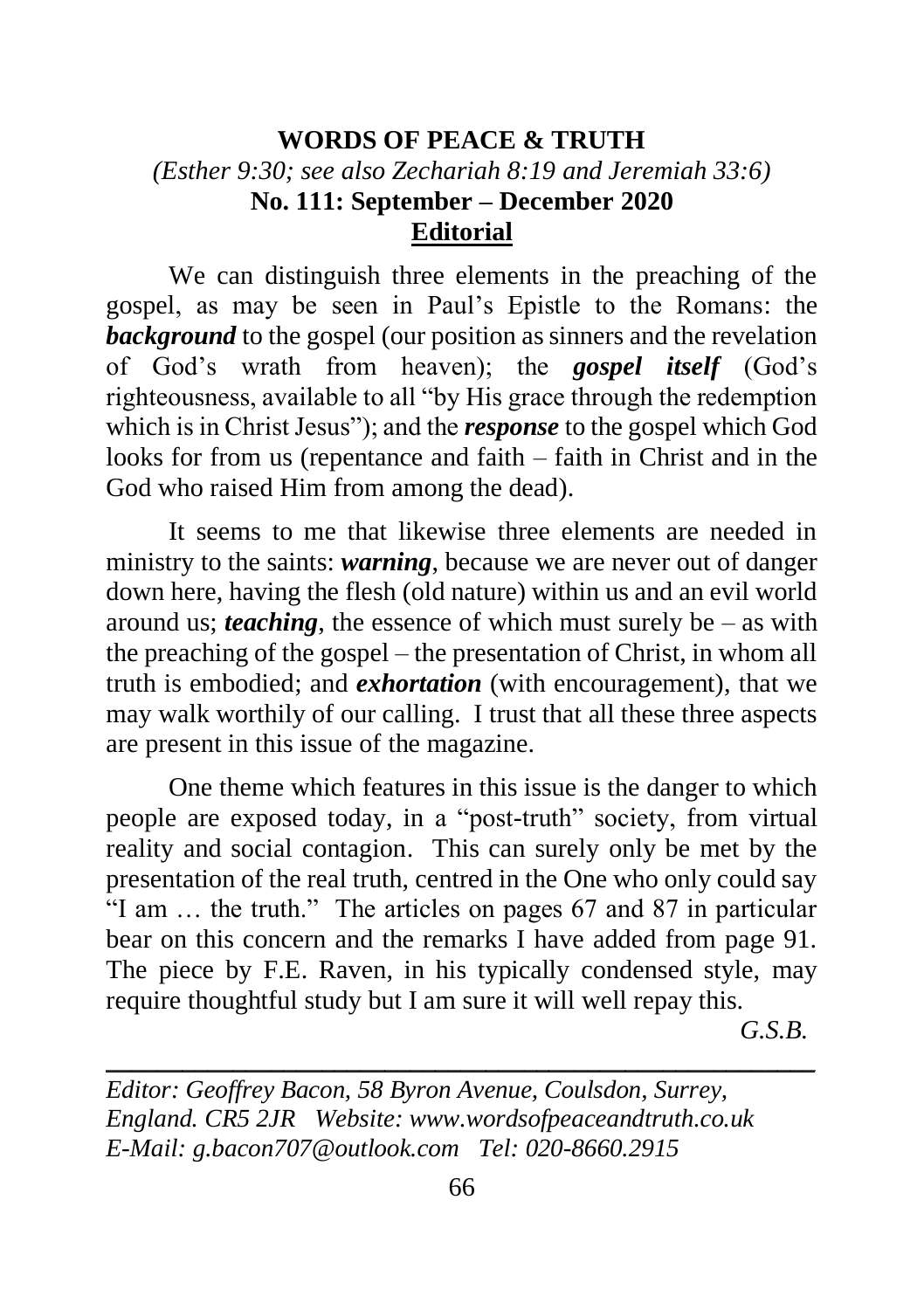# WORDS OF PEACE & TRUTH

*(Esther 9:30; see also Zechariah 8:19 and Jeremiah 33:6)*

**No. 111: September – December 2020**

## Editorial

We can distinguish three elements in the preaching of the gospel, as may be seen in Paul's Epistle to the Romans: the ***background*** to the gospel (our position as sinners and the revelation of God's wrath from heaven); the ***gospel itself*** (God's righteousness, available to all "by His grace through the redemption which is in Christ Jesus"); and the ***response*** to the gospel which God looks for from us (repentance and faith – faith in Christ and in the God who raised Him from among the dead).

It seems to me that likewise three elements are needed in ministry to the saints: ***warning***, because we are never out of danger down here, having the flesh (old nature) within us and an evil world around us; ***teaching***, the essence of which must surely be – as with the preaching of the gospel – the presentation of Christ, in whom all truth is embodied; and ***exhortation*** (with encouragement), that we may walk worthily of our calling. I trust that all these three aspects are present in this issue of the magazine.

One theme which features in this issue is the danger to which people are exposed today, in a "post-truth" society, from virtual reality and social contagion. This can surely only be met by the presentation of the real truth, centred in the One who only could say "I am … the truth." The articles on pages 67 and 87 in particular bear on this concern and the remarks I have added from page 91. The piece by F.E. Raven, in his typically condensed style, may require thoughtful study but I am sure it will well repay this.

*G.S.B.*

---

*Editor: Geoffrey Bacon, 58 Byron Avenue, Coulsdon, Surrey, England. CR5 2JR Website: www.wordsofpeaceandtruth.co.uk*
*E-Mail: g.bacon707@outlook.com Tel: 020-8660.2915*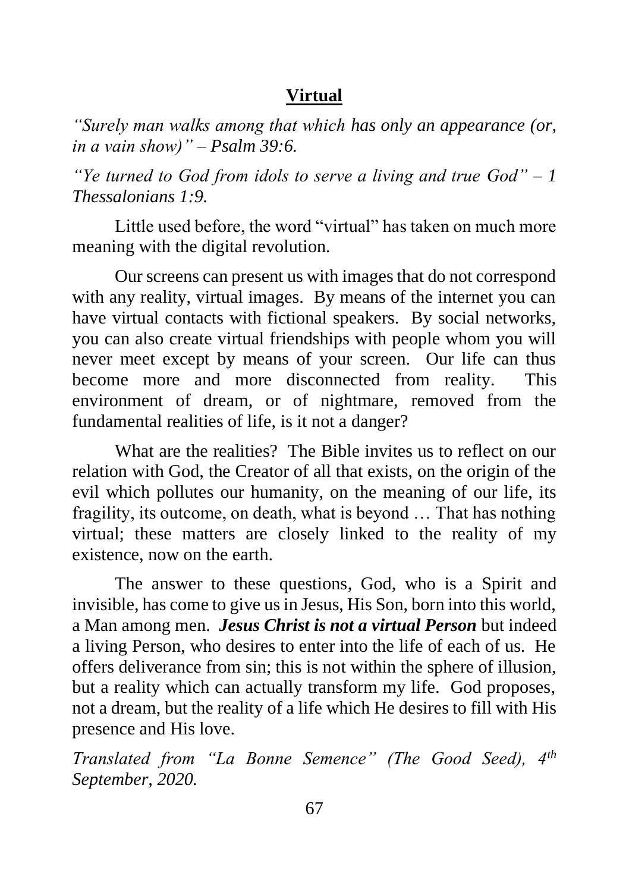## Virtual

*"Surely man walks among that which has only an appearance (or, in a vain show)" – Psalm 39:6.*

*"Ye turned to God from idols to serve a living and true God" – 1 Thessalonians 1:9.*

Little used before, the word "virtual" has taken on much more meaning with the digital revolution.

Our screens can present us with images that do not correspond with any reality, virtual images. By means of the internet you can have virtual contacts with fictional speakers. By social networks, you can also create virtual friendships with people whom you will never meet except by means of your screen. Our life can thus become more and more disconnected from reality. This environment of dream, or of nightmare, removed from the fundamental realities of life, is it not a danger?

What are the realities? The Bible invites us to reflect on our relation with God, the Creator of all that exists, on the origin of the evil which pollutes our humanity, on the meaning of our life, its fragility, its outcome, on death, what is beyond … That has nothing virtual; these matters are closely linked to the reality of my existence, now on the earth.

The answer to these questions, God, who is a Spirit and invisible, has come to give us in Jesus, His Son, born into this world, a Man among men. ***Jesus Christ is not a virtual Person*** but indeed a living Person, who desires to enter into the life of each of us. He offers deliverance from sin; this is not within the sphere of illusion, but a reality which can actually transform my life. God proposes, not a dream, but the reality of a life which He desires to fill with His presence and His love.

*Translated from "La Bonne Semence" (The Good Seed), 4th September, 2020.*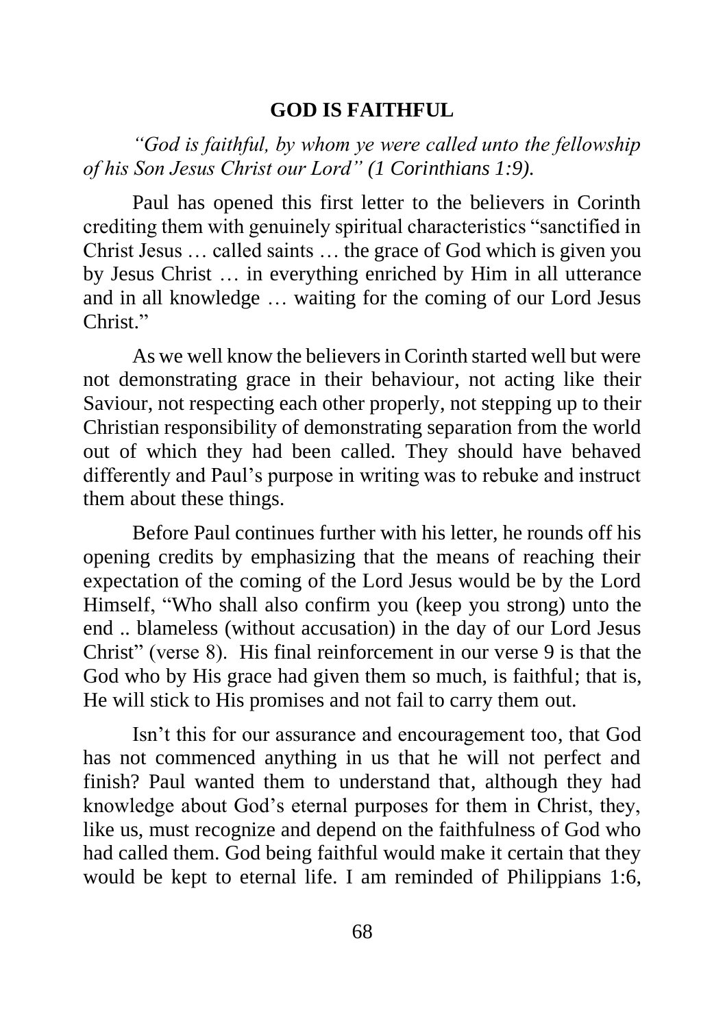## GOD IS FAITHFUL

*"God is faithful, by whom ye were called unto the fellowship of his Son Jesus Christ our Lord" (1 Corinthians 1:9).*

Paul has opened this first letter to the believers in Corinth crediting them with genuinely spiritual characteristics "sanctified in Christ Jesus … called saints … the grace of God which is given you by Jesus Christ … in everything enriched by Him in all utterance and in all knowledge … waiting for the coming of our Lord Jesus Christ."

As we well know the believers in Corinth started well but were not demonstrating grace in their behaviour, not acting like their Saviour, not respecting each other properly, not stepping up to their Christian responsibility of demonstrating separation from the world out of which they had been called. They should have behaved differently and Paul's purpose in writing was to rebuke and instruct them about these things.

Before Paul continues further with his letter, he rounds off his opening credits by emphasizing that the means of reaching their expectation of the coming of the Lord Jesus would be by the Lord Himself, "Who shall also confirm you (keep you strong) unto the end .. blameless (without accusation) in the day of our Lord Jesus Christ" (verse 8). His final reinforcement in our verse 9 is that the God who by His grace had given them so much, is faithful; that is, He will stick to His promises and not fail to carry them out.

Isn't this for our assurance and encouragement too, that God has not commenced anything in us that he will not perfect and finish? Paul wanted them to understand that, although they had knowledge about God's eternal purposes for them in Christ, they, like us, must recognize and depend on the faithfulness of God who had called them. God being faithful would make it certain that they would be kept to eternal life. I am reminded of Philippians 1:6,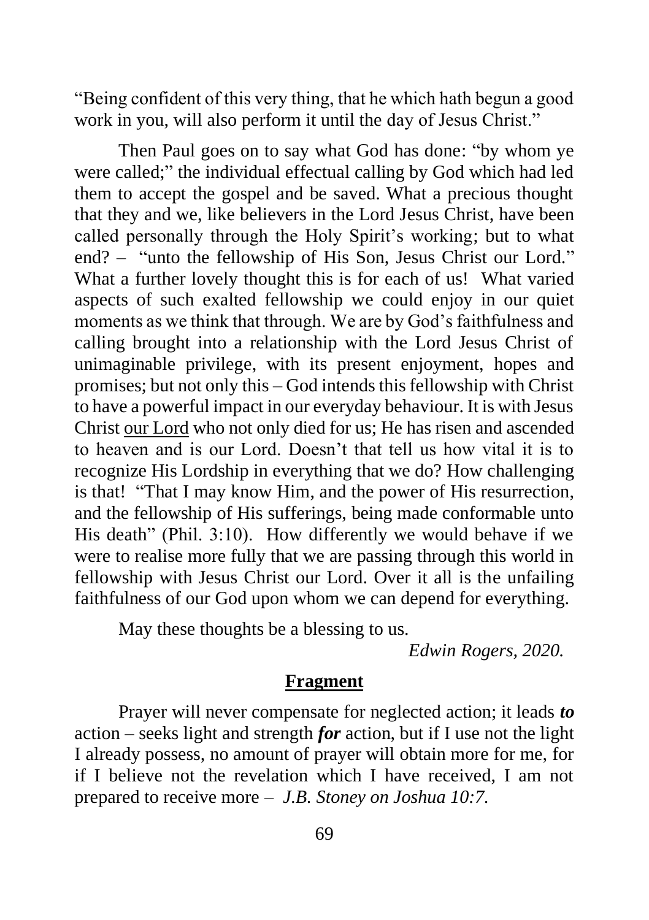"Being confident of this very thing, that he which hath begun a good work in you, will also perform it until the day of Jesus Christ."

Then Paul goes on to say what God has done: "by whom ye were called;" the individual effectual calling by God which had led them to accept the gospel and be saved. What a precious thought that they and we, like believers in the Lord Jesus Christ, have been called personally through the Holy Spirit's working; but to what end? – "unto the fellowship of His Son, Jesus Christ our Lord." What a further lovely thought this is for each of us! What varied aspects of such exalted fellowship we could enjoy in our quiet moments as we think that through. We are by God's faithfulness and calling brought into a relationship with the Lord Jesus Christ of unimaginable privilege, with its present enjoyment, hopes and promises; but not only this – God intends this fellowship with Christ to have a powerful impact in our everyday behaviour. It is with Jesus Christ <u>our Lord</u> who not only died for us; He has risen and ascended to heaven and is our Lord. Doesn't that tell us how vital it is to recognize His Lordship in everything that we do? How challenging is that! "That I may know Him, and the power of His resurrection, and the fellowship of His sufferings, being made conformable unto His death" (Phil. 3:10). How differently we would behave if we were to realise more fully that we are passing through this world in fellowship with Jesus Christ our Lord. Over it all is the unfailing faithfulness of our God upon whom we can depend for everything.

May these thoughts be a blessing to us.

*Edwin Rogers, 2020.*

## Fragment

Prayer will never compensate for neglected action; it leads ***to*** action – seeks light and strength ***for*** action, but if I use not the light I already possess, no amount of prayer will obtain more for me, for if I believe not the revelation which I have received, I am not prepared to receive more – *J.B. Stoney on Joshua 10:7.*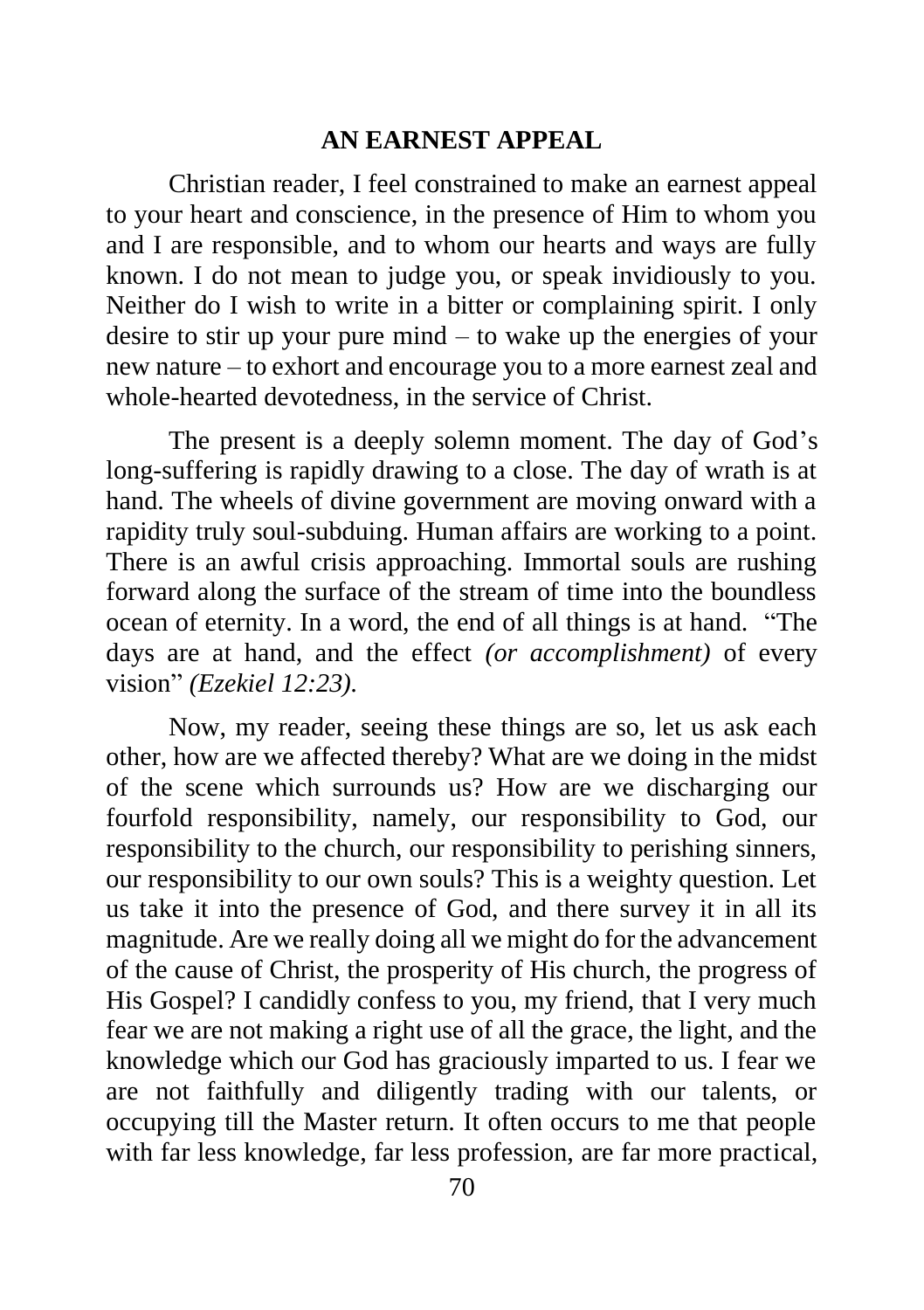## AN EARNEST APPEAL

Christian reader, I feel constrained to make an earnest appeal to your heart and conscience, in the presence of Him to whom you and I are responsible, and to whom our hearts and ways are fully known. I do not mean to judge you, or speak invidiously to you. Neither do I wish to write in a bitter or complaining spirit. I only desire to stir up your pure mind – to wake up the energies of your new nature – to exhort and encourage you to a more earnest zeal and whole-hearted devotedness, in the service of Christ.

The present is a deeply solemn moment. The day of God's long-suffering is rapidly drawing to a close. The day of wrath is at hand. The wheels of divine government are moving onward with a rapidity truly soul-subduing. Human affairs are working to a point. There is an awful crisis approaching. Immortal souls are rushing forward along the surface of the stream of time into the boundless ocean of eternity. In a word, the end of all things is at hand. "The days are at hand, and the effect *(or accomplishment)* of every vision" *(Ezekiel 12:23).*

Now, my reader, seeing these things are so, let us ask each other, how are we affected thereby? What are we doing in the midst of the scene which surrounds us? How are we discharging our fourfold responsibility, namely, our responsibility to God, our responsibility to the church, our responsibility to perishing sinners, our responsibility to our own souls? This is a weighty question. Let us take it into the presence of God, and there survey it in all its magnitude. Are we really doing all we might do for the advancement of the cause of Christ, the prosperity of His church, the progress of His Gospel? I candidly confess to you, my friend, that I very much fear we are not making a right use of all the grace, the light, and the knowledge which our God has graciously imparted to us. I fear we are not faithfully and diligently trading with our talents, or occupying till the Master return. It often occurs to me that people with far less knowledge, far less profession, are far more practical,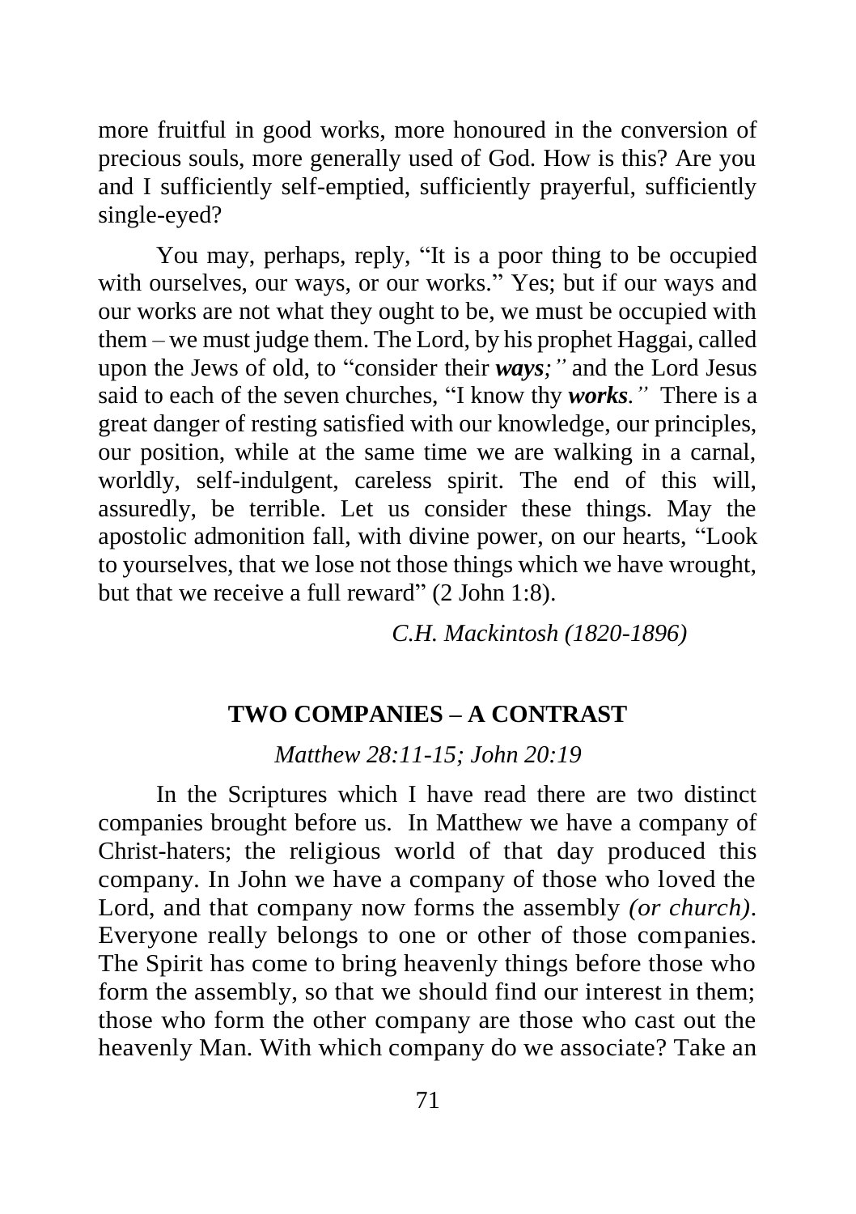more fruitful in good works, more honoured in the conversion of precious souls, more generally used of God. How is this? Are you and I sufficiently self-emptied, sufficiently prayerful, sufficiently single-eyed?

You may, perhaps, reply, "It is a poor thing to be occupied with ourselves, our ways, or our works." Yes; but if our ways and our works are not what they ought to be, we must be occupied with them – we must judge them. The Lord, by his prophet Haggai, called upon the Jews of old, to "consider their ***ways;"*** and the Lord Jesus said to each of the seven churches, "I know thy ***works."*** There is a great danger of resting satisfied with our knowledge, our principles, our position, while at the same time we are walking in a carnal, worldly, self-indulgent, careless spirit. The end of this will, assuredly, be terrible. Let us consider these things. May the apostolic admonition fall, with divine power, on our hearts, "Look to yourselves, that we lose not those things which we have wrought, but that we receive a full reward" (2 John 1:8).

*C.H. Mackintosh (1820-1896)*

## TWO COMPANIES – A CONTRAST

*Matthew 28:11-15; John 20:19*

In the Scriptures which I have read there are two distinct companies brought before us. In Matthew we have a company of Christ-haters; the religious world of that day produced this company. In John we have a company of those who loved the Lord, and that company now forms the assembly *(or church)*. Everyone really belongs to one or other of those companies. The Spirit has come to bring heavenly things before those who form the assembly, so that we should find our interest in them; those who form the other company are those who cast out the heavenly Man. With which company do we associate? Take an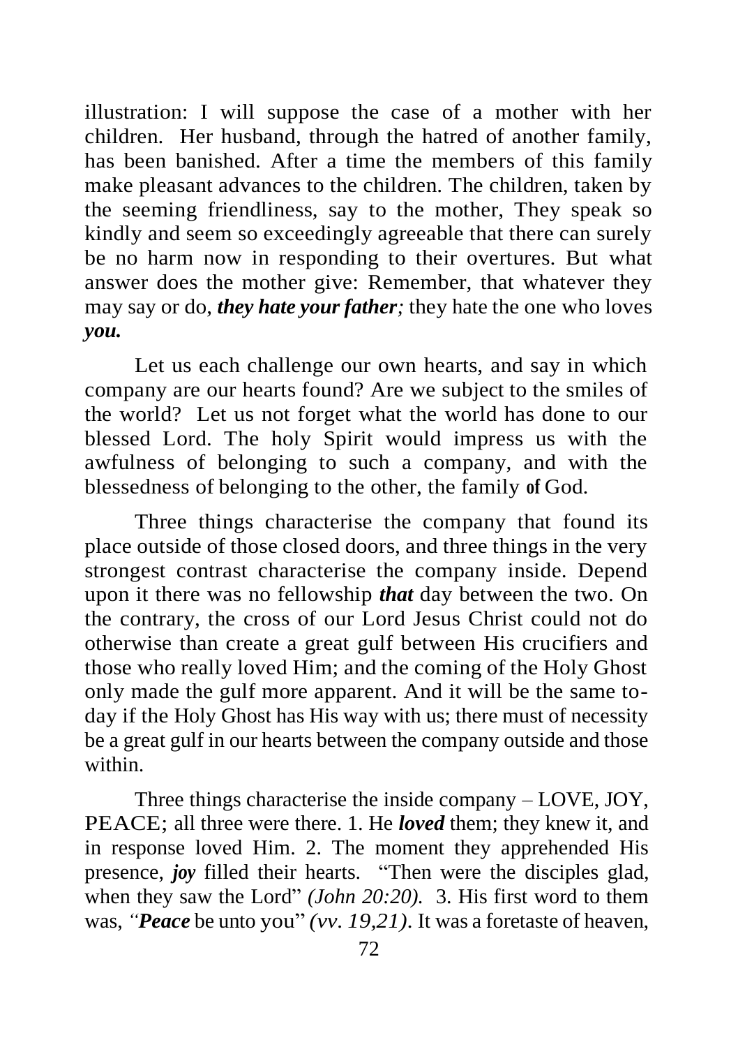illustration: I will suppose the case of a mother with her children. Her husband, through the hatred of another family, has been banished. After a time the members of this family make pleasant advances to the children. The children, taken by the seeming friendliness, say to the mother, They speak so kindly and seem so exceedingly agreeable that there can surely be no harm now in responding to their overtures. But what answer does the mother give: Remember, that whatever they may say or do, ***they hate your father;*** they hate the one who loves ***you.***

Let us each challenge our own hearts, and say in which company are our hearts found? Are we subject to the smiles of the world? Let us not forget what the world has done to our blessed Lord. The holy Spirit would impress us with the awfulness of belonging to such a company, and with the blessedness of belonging to the other, the family **of** God.

Three things characterise the company that found its place outside of those closed doors, and three things in the very strongest contrast characterise the company inside. Depend upon it there was no fellowship ***that*** day between the two. On the contrary, the cross of our Lord Jesus Christ could not do otherwise than create a great gulf between His crucifiers and those who really loved Him; and the coming of the Holy Ghost only made the gulf more apparent. And it will be the same to-day if the Holy Ghost has His way with us; there must of necessity be a great gulf in our hearts between the company outside and those within.

Three things characterise the inside company – LOVE, JOY, PEACE; all three were there. 1. He ***loved*** them; they knew it, and in response loved Him. 2. The moment they apprehended His presence, ***joy*** filled their hearts. "Then were the disciples glad, when they saw the Lord" *(John 20:20).* 3. His first word to them was, "***Peace*** be unto you" *(vv. 19,21)*. It was a foretaste of heaven,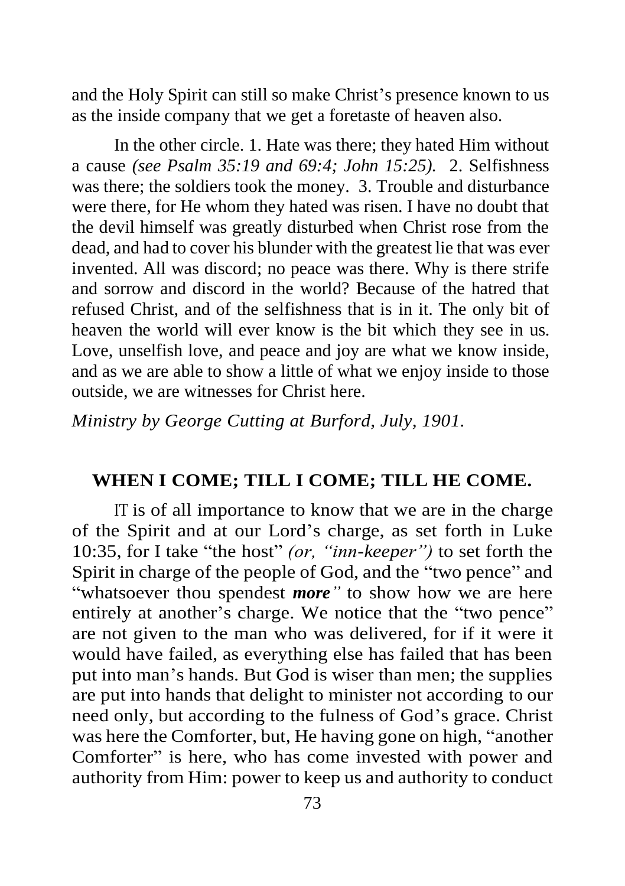and the Holy Spirit can still so make Christ's presence known to us as the inside company that we get a foretaste of heaven also.

In the other circle. 1. Hate was there; they hated Him without a cause *(see Psalm 35:19 and 69:4; John 15:25).* 2. Selfishness was there; the soldiers took the money. 3. Trouble and disturbance were there, for He whom they hated was risen. I have no doubt that the devil himself was greatly disturbed when Christ rose from the dead, and had to cover his blunder with the greatest lie that was ever invented. All was discord; no peace was there. Why is there strife and sorrow and discord in the world? Because of the hatred that refused Christ, and of the selfishness that is in it. The only bit of heaven the world will ever know is the bit which they see in us. Love, unselfish love, and peace and joy are what we know inside, and as we are able to show a little of what we enjoy inside to those outside, we are witnesses for Christ here.

*Ministry by George Cutting at Burford, July, 1901.*

## WHEN I COME; TILL I COME; TILL HE COME.

IT is of all importance to know that we are in the charge of the Spirit and at our Lord's charge, as set forth in Luke 10:35, for I take "the host" *(or, "inn-keeper")* to set forth the Spirit in charge of the people of God, and the "two pence" and "whatsoever thou spendest ***more***" to show how we are here entirely at another's charge. We notice that the "two pence" are not given to the man who was delivered, for if it were it would have failed, as everything else has failed that has been put into man's hands. But God is wiser than men; the supplies are put into hands that delight to minister not according to our need only, but according to the fulness of God's grace. Christ was here the Comforter, but, He having gone on high, "another Comforter" is here, who has come invested with power and authority from Him: power to keep us and authority to conduct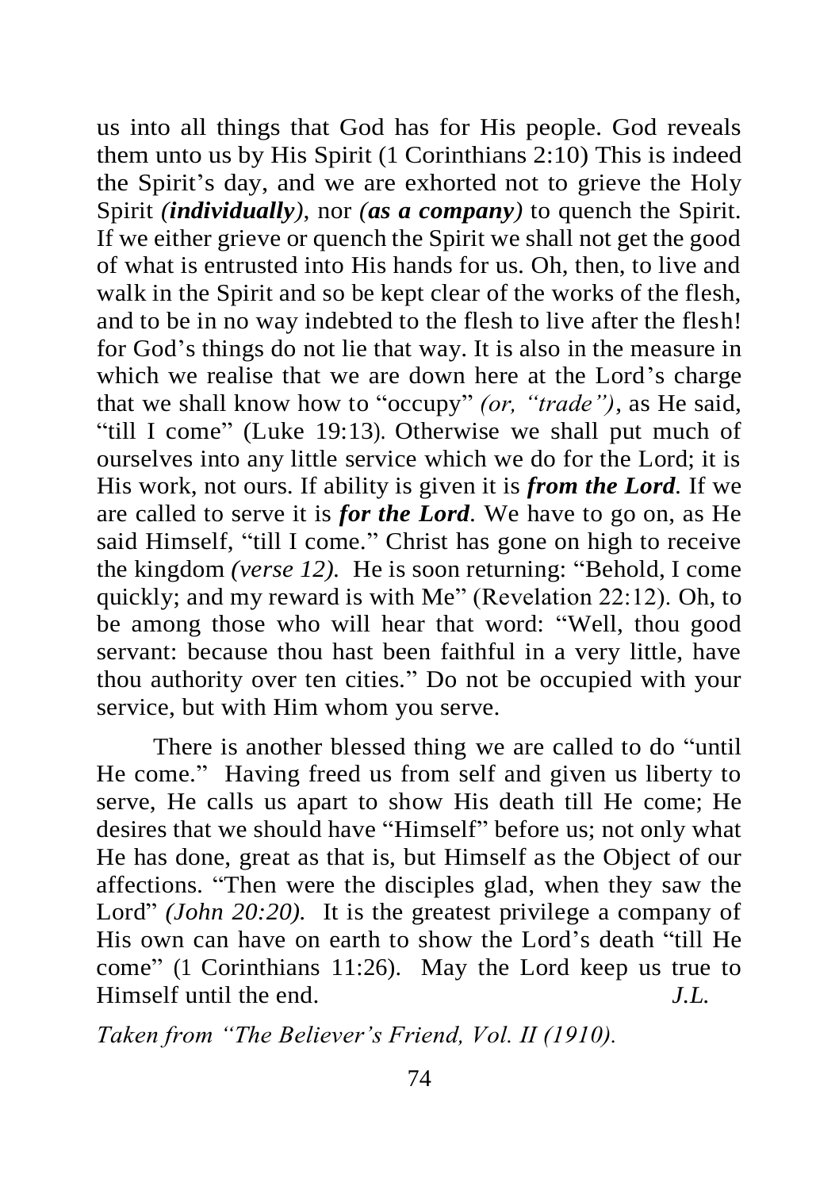us into all things that God has for His people. God reveals them unto us by His Spirit (1 Corinthians 2:10) This is indeed the Spirit's day, and we are exhorted not to grieve the Holy Spirit ***(individually)***, nor ***(as a company)*** to quench the Spirit. If we either grieve or quench the Spirit we shall not get the good of what is entrusted into His hands for us. Oh, then, to live and walk in the Spirit and so be kept clear of the works of the flesh, and to be in no way indebted to the flesh to live after the flesh! for God's things do not lie that way. It is also in the measure in which we realise that we are down here at the Lord's charge that we shall know how to "occupy" *(or, "trade")*, as He said, "till I come" (Luke 19:13). Otherwise we shall put much of ourselves into any little service which we do for the Lord; it is His work, not ours. If ability is given it is ***from the Lord***. If we are called to serve it is ***for the Lord***. We have to go on, as He said Himself, "till I come." Christ has gone on high to receive the kingdom *(verse 12).* He is soon returning: "Behold, I come quickly; and my reward is with Me" (Revelation 22:12). Oh, to be among those who will hear that word: "Well, thou good servant: because thou hast been faithful in a very little, have thou authority over ten cities." Do not be occupied with your service, but with Him whom you serve.

There is another blessed thing we are called to do "until He come." Having freed us from self and given us liberty to serve, He calls us apart to show His death till He come; He desires that we should have "Himself" before us; not only what He has done, great as that is, but Himself as the Object of our affections. "Then were the disciples glad, when they saw the Lord" *(John 20:20).* It is the greatest privilege a company of His own can have on earth to show the Lord's death "till He come" (1 Corinthians 11:26). May the Lord keep us true to Himself until the end. *J.L.*

*Taken from "The Believer's Friend, Vol. II (1910).*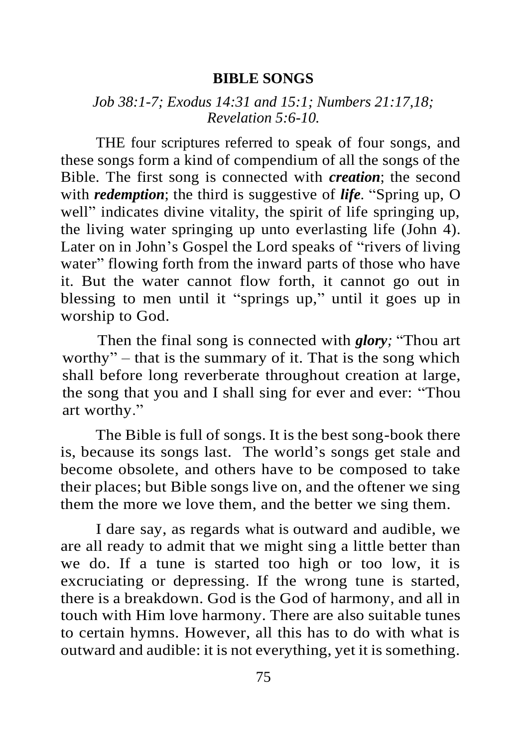## BIBLE SONGS

*Job 38:1-7; Exodus 14:31 and 15:1; Numbers 21:17,18; Revelation 5:6-10.*

THE four scriptures referred to speak of four songs, and these songs form a kind of compendium of all the songs of the Bible. The first song is connected with ***creation***; the second with ***redemption***; the third is suggestive of ***life***. "Spring up, O well" indicates divine vitality, the spirit of life springing up, the living water springing up unto everlasting life (John 4). Later on in John's Gospel the Lord speaks of "rivers of living water" flowing forth from the inward parts of those who have it. But the water cannot flow forth, it cannot go out in blessing to men until it "springs up," until it goes up in worship to God.

Then the final song is connected with ***glory;*** "Thou art worthy" – that is the summary of it. That is the song which shall before long reverberate throughout creation at large, the song that you and I shall sing for ever and ever: "Thou art worthy."

The Bible is full of songs. It is the best song-book there is, because its songs last. The world's songs get stale and become obsolete, and others have to be composed to take their places; but Bible songs live on, and the oftener we sing them the more we love them, and the better we sing them.

I dare say, as regards what is outward and audible, we are all ready to admit that we might sing a little better than we do. If a tune is started too high or too low, it is excruciating or depressing. If the wrong tune is started, there is a breakdown. God is the God of harmony, and all in touch with Him love harmony. There are also suitable tunes to certain hymns. However, all this has to do with what is outward and audible: it is not everything, yet it is something.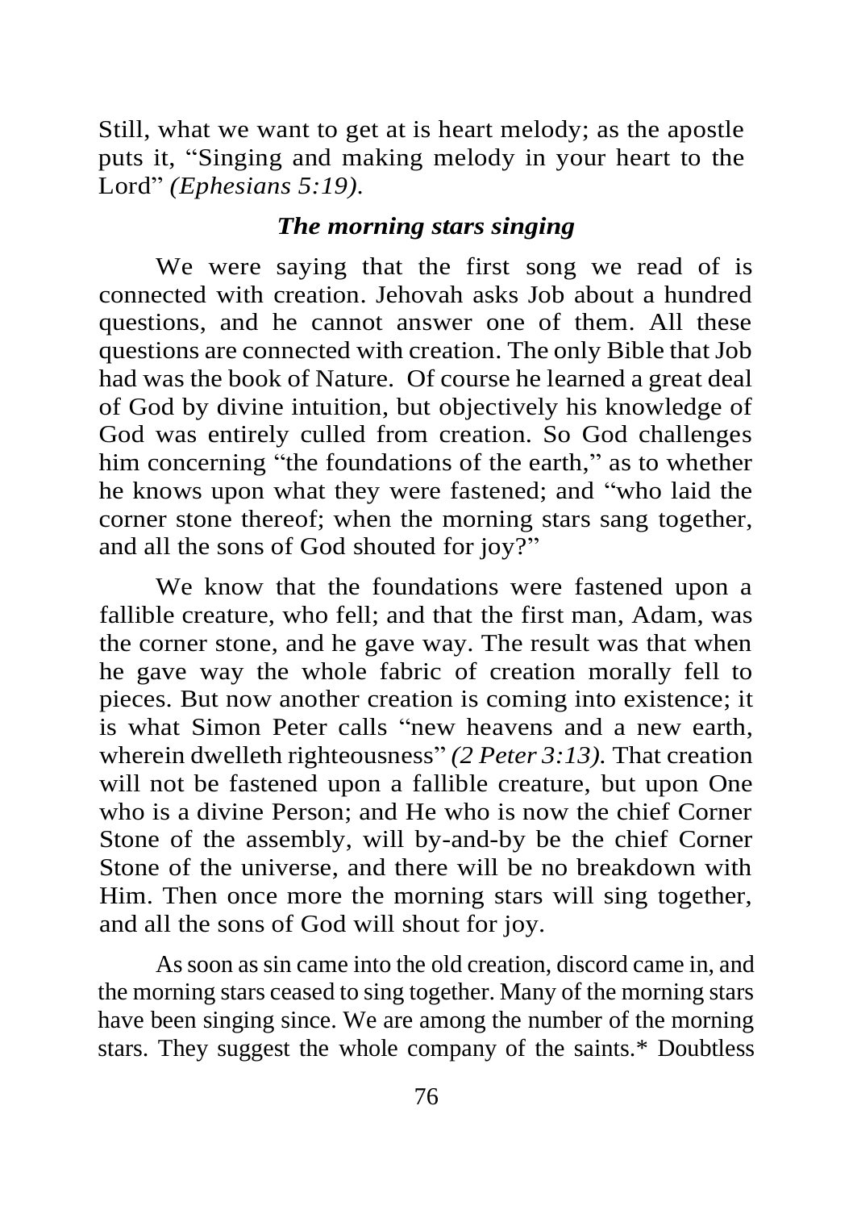Still, what we want to get at is heart melody; as the apostle puts it, "Singing and making melody in your heart to the Lord" *(Ephesians 5:19).*

### *The morning stars singing*

We were saying that the first song we read of is connected with creation. Jehovah asks Job about a hundred questions, and he cannot answer one of them. All these questions are connected with creation. The only Bible that Job had was the book of Nature. Of course he learned a great deal of God by divine intuition, but objectively his knowledge of God was entirely culled from creation. So God challenges him concerning "the foundations of the earth," as to whether he knows upon what they were fastened; and "who laid the corner stone thereof; when the morning stars sang together, and all the sons of God shouted for joy?"

We know that the foundations were fastened upon a fallible creature, who fell; and that the first man, Adam, was the corner stone, and he gave way. The result was that when he gave way the whole fabric of creation morally fell to pieces. But now another creation is coming into existence; it is what Simon Peter calls "new heavens and a new earth, wherein dwelleth righteousness" *(2 Peter 3:13).* That creation will not be fastened upon a fallible creature, but upon One who is a divine Person; and He who is now the chief Corner Stone of the assembly, will by-and-by be the chief Corner Stone of the universe, and there will be no breakdown with Him. Then once more the morning stars will sing together, and all the sons of God will shout for joy.

As soon as sin came into the old creation, discord came in, and the morning stars ceased to sing together. Many of the morning stars have been singing since. We are among the number of the morning stars. They suggest the whole company of the saints.* Doubtless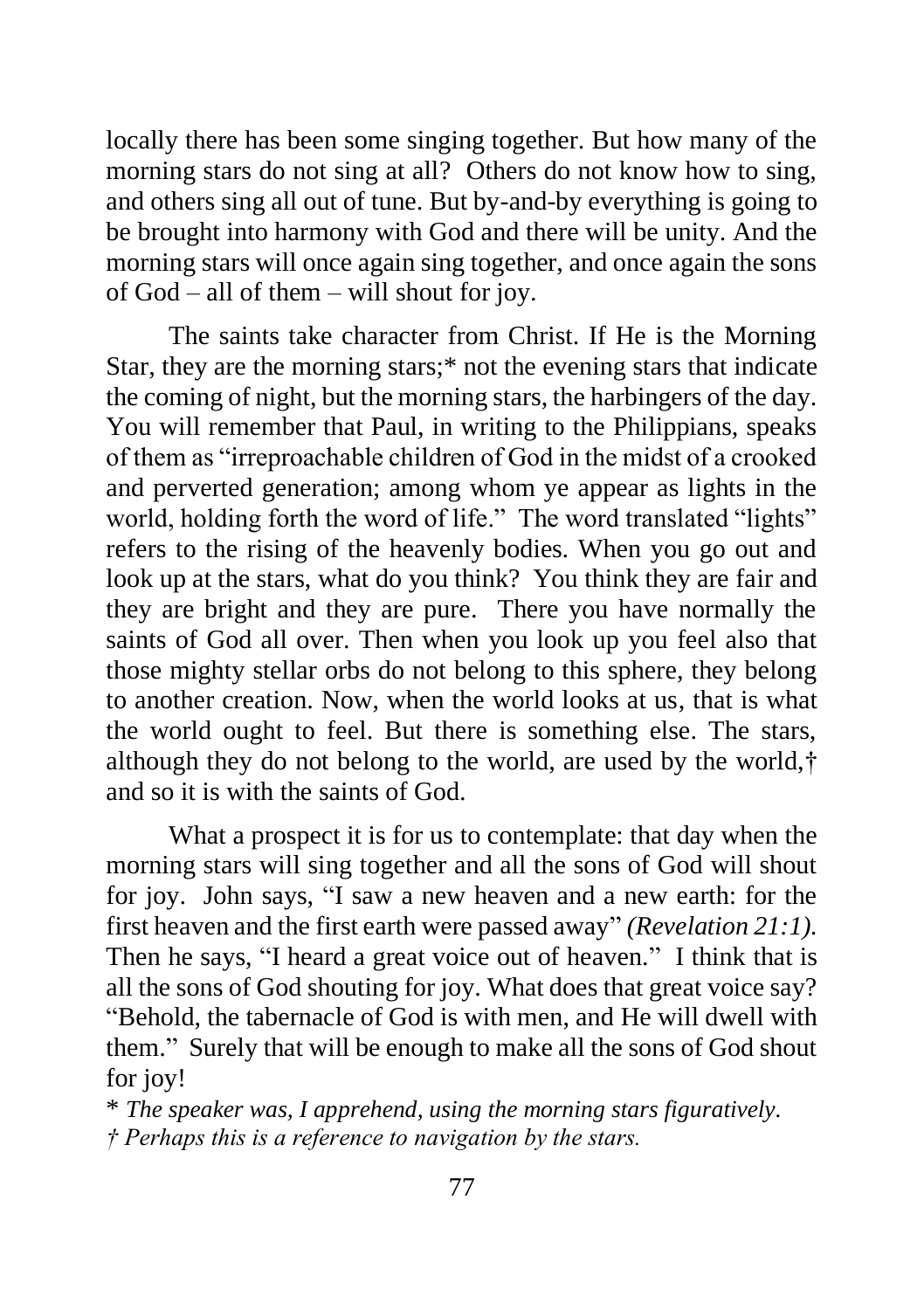locally there has been some singing together. But how many of the morning stars do not sing at all? Others do not know how to sing, and others sing all out of tune. But by-and-by everything is going to be brought into harmony with God and there will be unity. And the morning stars will once again sing together, and once again the sons of God – all of them – will shout for joy.

The saints take character from Christ. If He is the Morning Star, they are the morning stars;* not the evening stars that indicate the coming of night, but the morning stars, the harbingers of the day. You will remember that Paul, in writing to the Philippians, speaks of them as "irreproachable children of God in the midst of a crooked and perverted generation; among whom ye appear as lights in the world, holding forth the word of life." The word translated "lights" refers to the rising of the heavenly bodies. When you go out and look up at the stars, what do you think? You think they are fair and they are bright and they are pure. There you have normally the saints of God all over. Then when you look up you feel also that those mighty stellar orbs do not belong to this sphere, they belong to another creation. Now, when the world looks at us, that is what the world ought to feel. But there is something else. The stars, although they do not belong to the world, are used by the world,† and so it is with the saints of God.

What a prospect it is for us to contemplate: that day when the morning stars will sing together and all the sons of God will shout for joy. John says, "I saw a new heaven and a new earth: for the first heaven and the first earth were passed away" *(Revelation 21:1).* Then he says, "I heard a great voice out of heaven." I think that is all the sons of God shouting for joy. What does that great voice say? "Behold, the tabernacle of God is with men, and He will dwell with them." Surely that will be enough to make all the sons of God shout for joy!

\* *The speaker was, I apprehend, using the morning stars figuratively.*
† *Perhaps this is a reference to navigation by the stars.*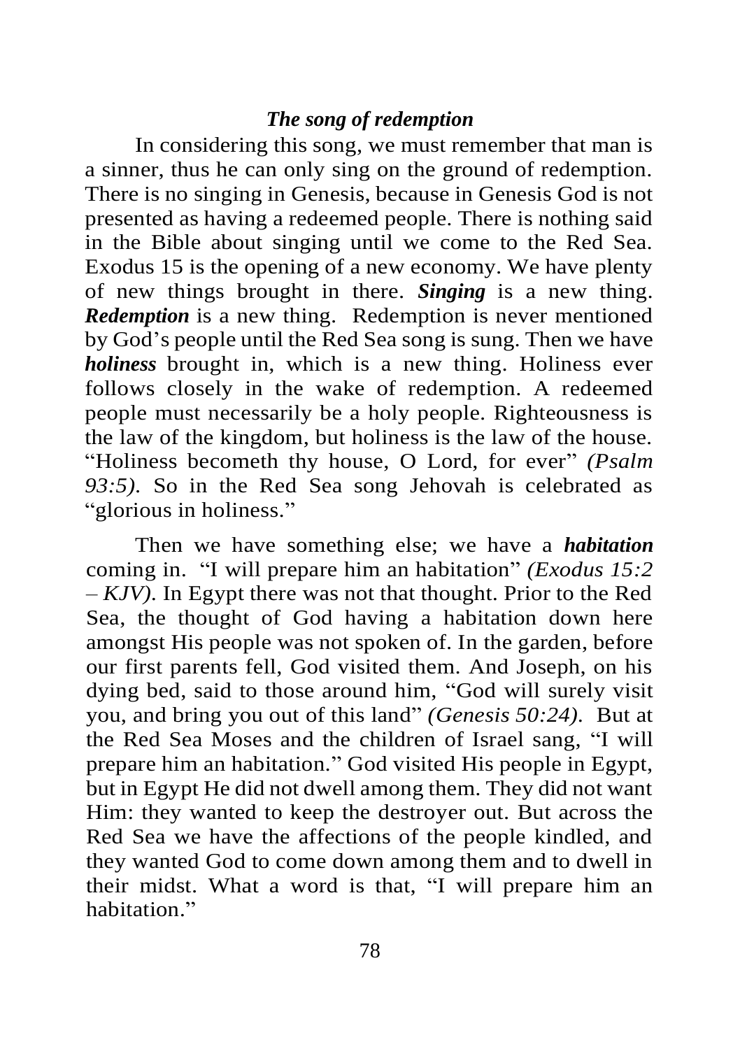### *The song of redemption*

In considering this song, we must remember that man is a sinner, thus he can only sing on the ground of redemption. There is no singing in Genesis, because in Genesis God is not presented as having a redeemed people. There is nothing said in the Bible about singing until we come to the Red Sea. Exodus 15 is the opening of a new economy. We have plenty of new things brought in there. ***Singing*** is a new thing. ***Redemption*** is a new thing. Redemption is never mentioned by God's people until the Red Sea song is sung. Then we have ***holiness*** brought in, which is a new thing. Holiness ever follows closely in the wake of redemption. A redeemed people must necessarily be a holy people. Righteousness is the law of the kingdom, but holiness is the law of the house. "Holiness becometh thy house, O Lord, for ever" *(Psalm 93:5).* So in the Red Sea song Jehovah is celebrated as "glorious in holiness."

Then we have something else; we have a ***habitation*** coming in. "I will prepare him an habitation" *(Exodus 15:2 – KJV).* In Egypt there was not that thought. Prior to the Red Sea, the thought of God having a habitation down here amongst His people was not spoken of. In the garden, before our first parents fell, God visited them. And Joseph, on his dying bed, said to those around him, "God will surely visit you, and bring you out of this land" *(Genesis 50:24).* But at the Red Sea Moses and the children of Israel sang, "I will prepare him an habitation." God visited His people in Egypt, but in Egypt He did not dwell among them. They did not want Him: they wanted to keep the destroyer out. But across the Red Sea we have the affections of the people kindled, and they wanted God to come down among them and to dwell in their midst. What a word is that, "I will prepare him an habitation."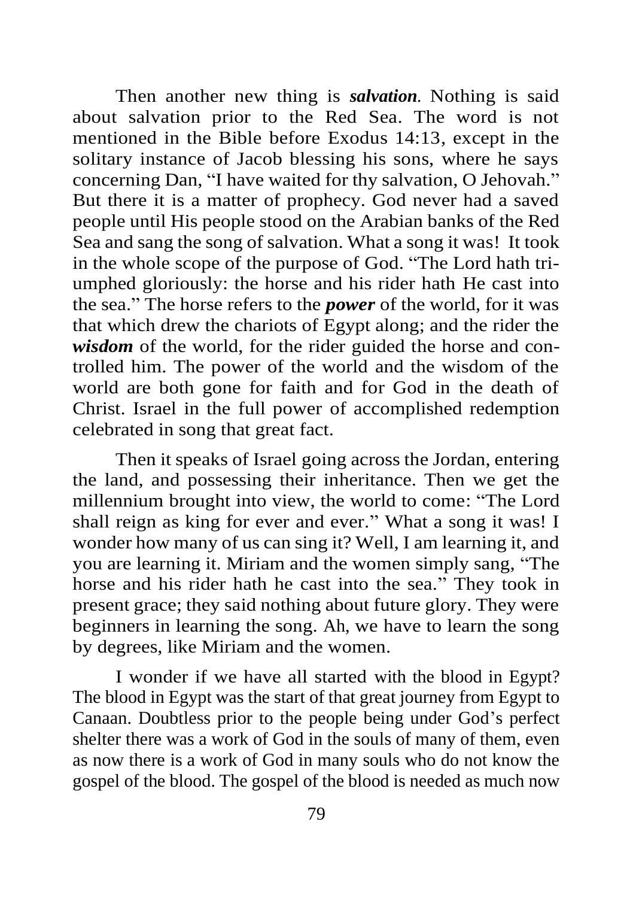Then another new thing is ***salvation***. Nothing is said about salvation prior to the Red Sea. The word is not mentioned in the Bible before Exodus 14:13, except in the solitary instance of Jacob blessing his sons, where he says concerning Dan, "I have waited for thy salvation, O Jehovah." But there it is a matter of prophecy. God never had a saved people until His people stood on the Arabian banks of the Red Sea and sang the song of salvation. What a song it was! It took in the whole scope of the purpose of God. "The Lord hath triumphed gloriously: the horse and his rider hath He cast into the sea." The horse refers to the ***power*** of the world, for it was that which drew the chariots of Egypt along; and the rider the ***wisdom*** of the world, for the rider guided the horse and controlled him. The power of the world and the wisdom of the world are both gone for faith and for God in the death of Christ. Israel in the full power of accomplished redemption celebrated in song that great fact.

Then it speaks of Israel going across the Jordan, entering the land, and possessing their inheritance. Then we get the millennium brought into view, the world to come: "The Lord shall reign as king for ever and ever." What a song it was! I wonder how many of us can sing it? Well, I am learning it, and you are learning it. Miriam and the women simply sang, "The horse and his rider hath he cast into the sea." They took in present grace; they said nothing about future glory. They were beginners in learning the song. Ah, we have to learn the song by degrees, like Miriam and the women.

I wonder if we have all started with the blood in Egypt? The blood in Egypt was the start of that great journey from Egypt to Canaan. Doubtless prior to the people being under God's perfect shelter there was a work of God in the souls of many of them, even as now there is a work of God in many souls who do not know the gospel of the blood. The gospel of the blood is needed as much now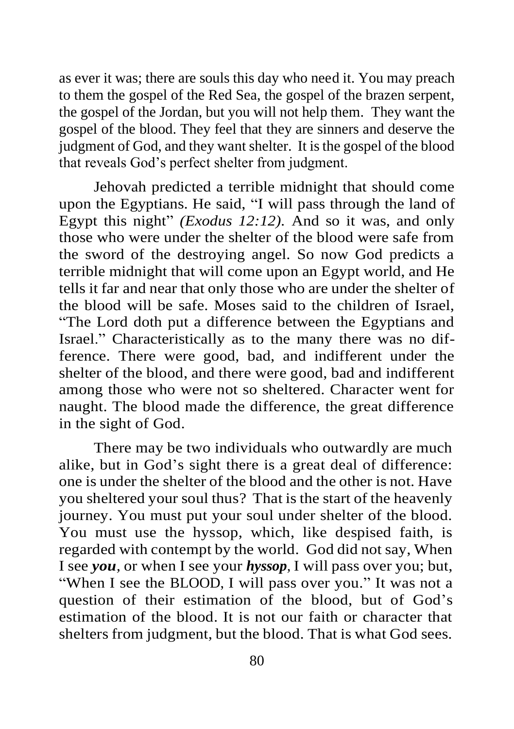as ever it was; there are souls this day who need it. You may preach to them the gospel of the Red Sea, the gospel of the brazen serpent, the gospel of the Jordan, but you will not help them. They want the gospel of the blood. They feel that they are sinners and deserve the judgment of God, and they want shelter. It is the gospel of the blood that reveals God's perfect shelter from judgment.

Jehovah predicted a terrible midnight that should come upon the Egyptians. He said, "I will pass through the land of Egypt this night" *(Exodus 12:12)*. And so it was, and only those who were under the shelter of the blood were safe from the sword of the destroying angel. So now God predicts a terrible midnight that will come upon an Egypt world, and He tells it far and near that only those who are under the shelter of the blood will be safe. Moses said to the children of Israel, "The Lord doth put a difference between the Egyptians and Israel." Characteristically as to the many there was no difference. There were good, bad, and indifferent under the shelter of the blood, and there were good, bad and indifferent among those who were not so sheltered. Character went for naught. The blood made the difference, the great difference in the sight of God.

There may be two individuals who outwardly are much alike, but in God's sight there is a great deal of difference: one is under the shelter of the blood and the other is not. Have you sheltered your soul thus? That is the start of the heavenly journey. You must put your soul under shelter of the blood. You must use the hyssop, which, like despised faith, is regarded with contempt by the world. God did not say, When I see ***you***, or when I see your ***hyssop***, I will pass over you; but, "When I see the BLOOD, I will pass over you." It was not a question of their estimation of the blood, but of God's estimation of the blood. It is not our faith or character that shelters from judgment, but the blood. That is what God sees.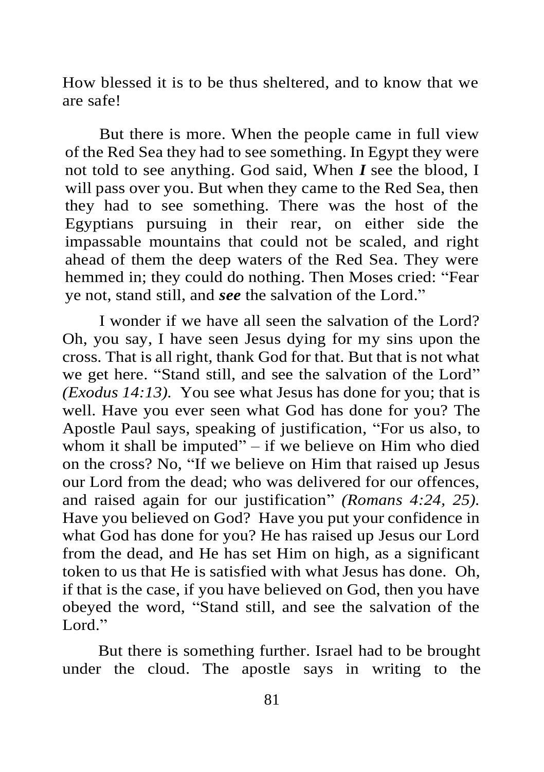How blessed it is to be thus sheltered, and to know that we are safe!

But there is more. When the people came in full view of the Red Sea they had to see something. In Egypt they were not told to see anything. God said, When ***I*** see the blood, I will pass over you. But when they came to the Red Sea, then they had to see something. There was the host of the Egyptians pursuing in their rear, on either side the impassable mountains that could not be scaled, and right ahead of them the deep waters of the Red Sea. They were hemmed in; they could do nothing. Then Moses cried: "Fear ye not, stand still, and ***see*** the salvation of the Lord."

I wonder if we have all seen the salvation of the Lord? Oh, you say, I have seen Jesus dying for my sins upon the cross. That is all right, thank God for that. But that is not what we get here. "Stand still, and see the salvation of the Lord" *(Exodus 14:13).* You see what Jesus has done for you; that is well. Have you ever seen what God has done for you? The Apostle Paul says, speaking of justification, "For us also, to whom it shall be imputed" – if we believe on Him who died on the cross? No, "If we believe on Him that raised up Jesus our Lord from the dead; who was delivered for our offences, and raised again for our justification" *(Romans 4:24, 25).* Have you believed on God? Have you put your confidence in what God has done for you? He has raised up Jesus our Lord from the dead, and He has set Him on high, as a significant token to us that He is satisfied with what Jesus has done. Oh, if that is the case, if you have believed on God, then you have obeyed the word, "Stand still, and see the salvation of the Lord."

But there is something further. Israel had to be brought under the cloud. The apostle says in writing to the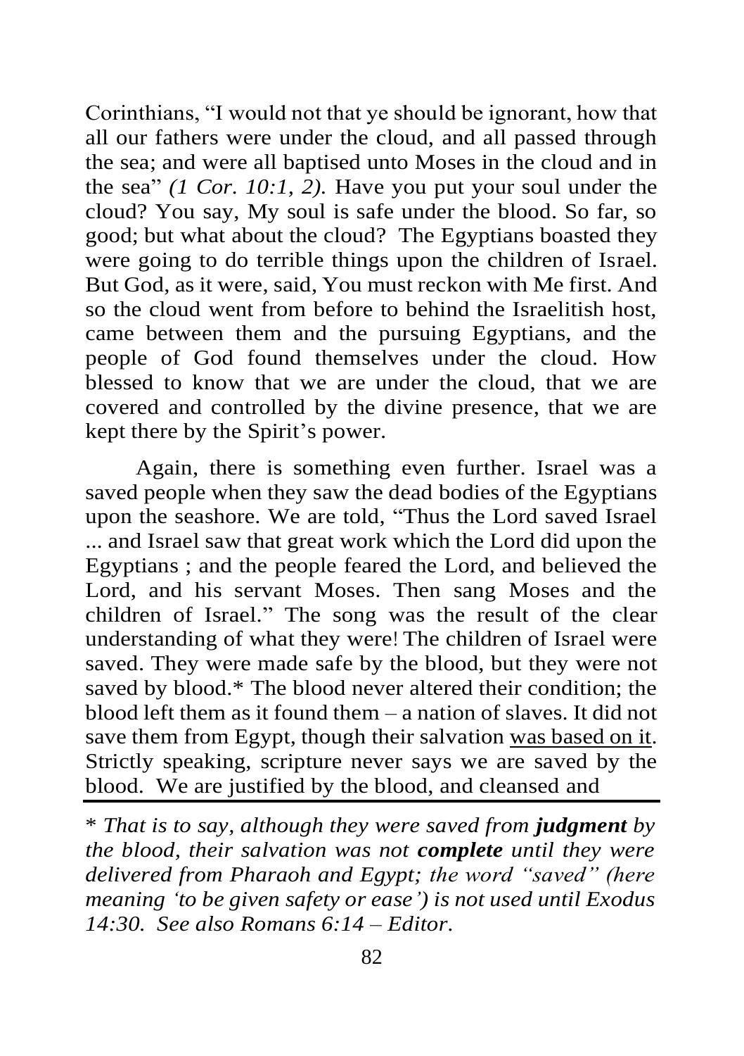Corinthians, "I would not that ye should be ignorant, how that all our fathers were under the cloud, and all passed through the sea; and were all baptised unto Moses in the cloud and in the sea" *(1 Cor. 10:1, 2).* Have you put your soul under the cloud? You say, My soul is safe under the blood. So far, so good; but what about the cloud? The Egyptians boasted they were going to do terrible things upon the children of Israel. But God, as it were, said, You must reckon with Me first. And so the cloud went from before to behind the Israelitish host, came between them and the pursuing Egyptians, and the people of God found themselves under the cloud. How blessed to know that we are under the cloud, that we are covered and controlled by the divine presence, that we are kept there by the Spirit's power.

Again, there is something even further. Israel was a saved people when they saw the dead bodies of the Egyptians upon the seashore. We are told, "Thus the Lord saved Israel ... and Israel saw that great work which the Lord did upon the Egyptians ; and the people feared the Lord, and believed the Lord, and his servant Moses. Then sang Moses and the children of Israel." The song was the result of the clear understanding of what they were! The children of Israel were saved. They were made safe by the blood, but they were not saved by blood.* The blood never altered their condition; the blood left them as it found them – a nation of slaves. It did not save them from Egypt, though their salvation <u>was based on it</u>. Strictly speaking, scripture never says we are saved by the blood. We are justified by the blood, and cleansed and

---

*\* That is to say, although they were saved from **judgment** by the blood, their salvation was not **complete** until they were delivered from Pharaoh and Egypt; the word "saved" (here meaning 'to be given safety or ease') is not used until Exodus 14:30. See also Romans 6:14 – Editor.*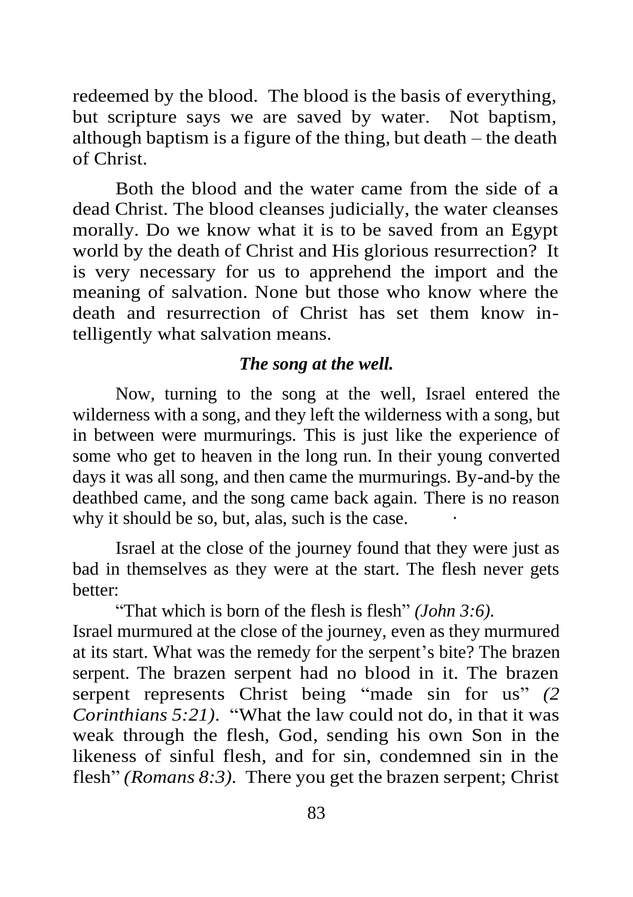redeemed by the blood. The blood is the basis of everything, but scripture says we are saved by water. Not baptism, although baptism is a figure of the thing, but death – the death of Christ.

Both the blood and the water came from the side of a dead Christ. The blood cleanses judicially, the water cleanses morally. Do we know what it is to be saved from an Egypt world by the death of Christ and His glorious resurrection? It is very necessary for us to apprehend the import and the meaning of salvation. None but those who know where the death and resurrection of Christ has set them know intelligently what salvation means.

***The song at the well.***

Now, turning to the song at the well, Israel entered the wilderness with a song, and they left the wilderness with a song, but in between were murmurings. This is just like the experience of some who get to heaven in the long run. In their young converted days it was all song, and then came the murmurings. By-and-by the deathbed came, and the song came back again. There is no reason why it should be so, but, alas, such is the case.

Israel at the close of the journey found that they were just as bad in themselves as they were at the start. The flesh never gets better:

"That which is born of the flesh is flesh" *(John 3:6).*

Israel murmured at the close of the journey, even as they murmured at its start. What was the remedy for the serpent's bite? The brazen serpent. The brazen serpent had no blood in it. The brazen serpent represents Christ being "made sin for us" *(2 Corinthians 5:21)*. "What the law could not do, in that it was weak through the flesh, God, sending his own Son in the likeness of sinful flesh, and for sin, condemned sin in the flesh" *(Romans 8:3)*. There you get the brazen serpent; Christ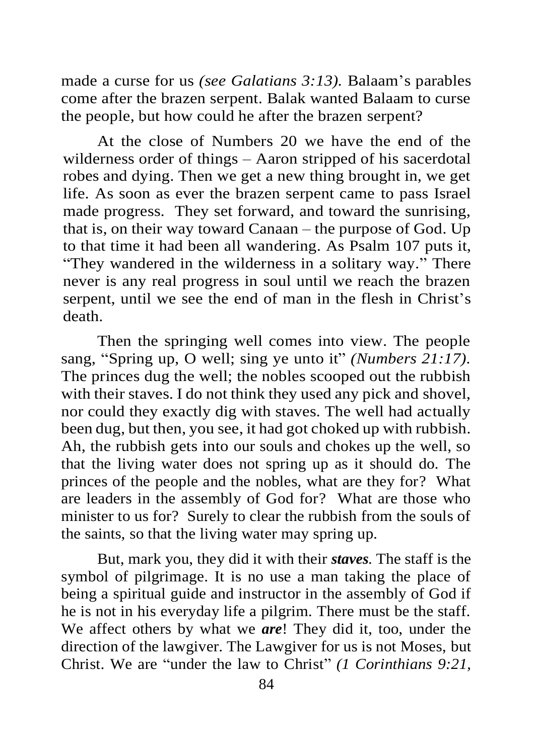made a curse for us *(see Galatians 3:13).* Balaam's parables come after the brazen serpent. Balak wanted Balaam to curse the people, but how could he after the brazen serpent?

At the close of Numbers 20 we have the end of the wilderness order of things – Aaron stripped of his sacerdotal robes and dying. Then we get a new thing brought in, we get life. As soon as ever the brazen serpent came to pass Israel made progress. They set forward, and toward the sunrising, that is, on their way toward Canaan – the purpose of God. Up to that time it had been all wandering. As Psalm 107 puts it, "They wandered in the wilderness in a solitary way." There never is any real progress in soul until we reach the brazen serpent, until we see the end of man in the flesh in Christ's death.

Then the springing well comes into view. The people sang, "Spring up, O well; sing ye unto it" *(Numbers 21:17).* The princes dug the well; the nobles scooped out the rubbish with their staves. I do not think they used any pick and shovel, nor could they exactly dig with staves. The well had actually been dug, but then, you see, it had got choked up with rubbish. Ah, the rubbish gets into our souls and chokes up the well, so that the living water does not spring up as it should do. The princes of the people and the nobles, what are they for? What are leaders in the assembly of God for? What are those who minister to us for? Surely to clear the rubbish from the souls of the saints, so that the living water may spring up.

But, mark you, they did it with their ***staves***. The staff is the symbol of pilgrimage. It is no use a man taking the place of being a spiritual guide and instructor in the assembly of God if he is not in his everyday life a pilgrim. There must be the staff. We affect others by what we ***are***! They did it, too, under the direction of the lawgiver. The Lawgiver for us is not Moses, but Christ. We are "under the law to Christ" *(1 Corinthians 9:21,*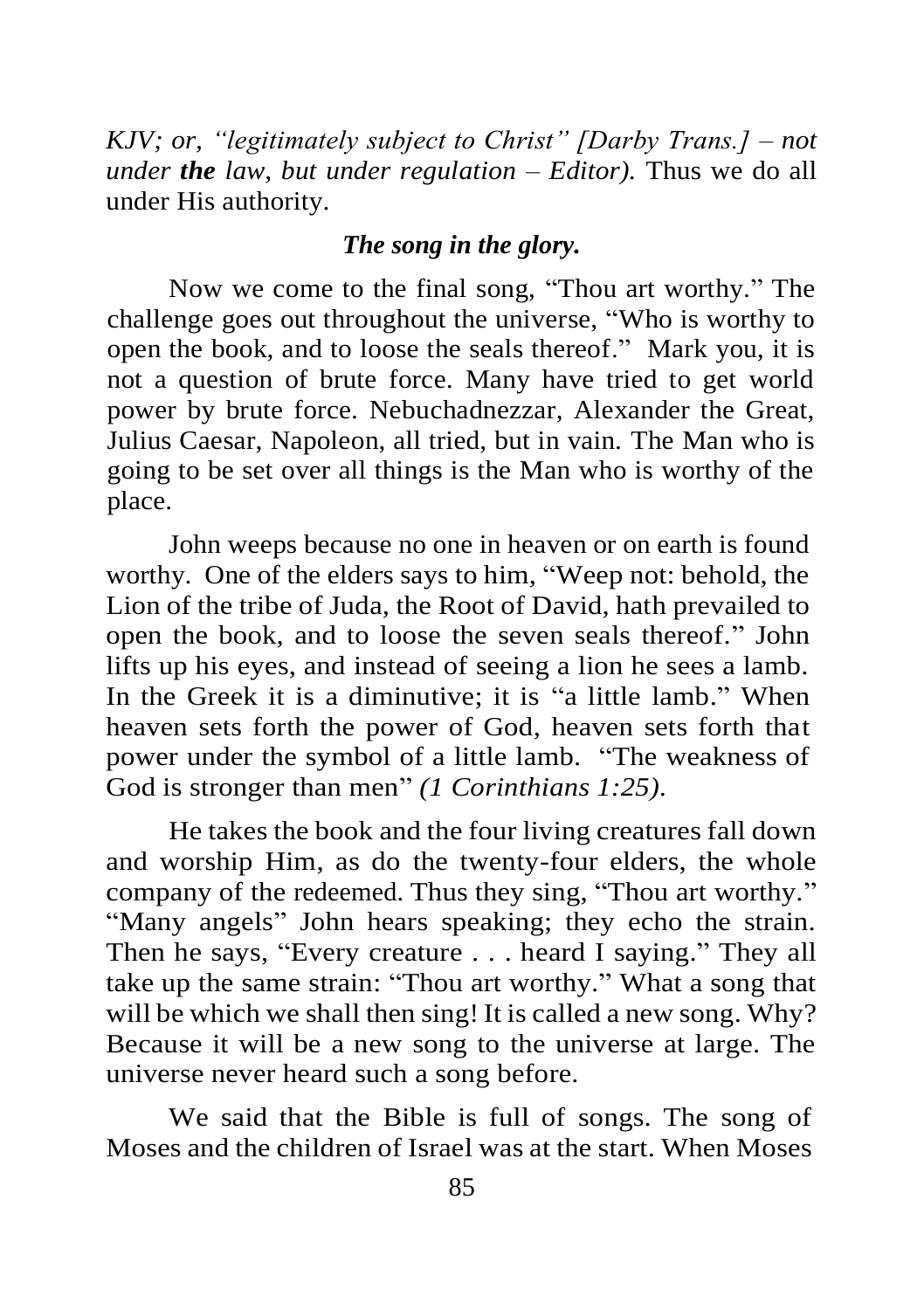*KJV; or, "legitimately subject to Christ" [Darby Trans.] – not under **the** law, but under regulation – Editor).* Thus we do all under His authority.

### *The song in the glory.*

Now we come to the final song, "Thou art worthy." The challenge goes out throughout the universe, "Who is worthy to open the book, and to loose the seals thereof." Mark you, it is not a question of brute force. Many have tried to get world power by brute force. Nebuchadnezzar, Alexander the Great, Julius Caesar, Napoleon, all tried, but in vain. The Man who is going to be set over all things is the Man who is worthy of the place.

John weeps because no one in heaven or on earth is found worthy. One of the elders says to him, "Weep not: behold, the Lion of the tribe of Juda, the Root of David, hath prevailed to open the book, and to loose the seven seals thereof." John lifts up his eyes, and instead of seeing a lion he sees a lamb. In the Greek it is a diminutive; it is "a little lamb." When heaven sets forth the power of God, heaven sets forth that power under the symbol of a little lamb. "The weakness of God is stronger than men" *(1 Corinthians 1:25).*

He takes the book and the four living creatures fall down and worship Him, as do the twenty-four elders, the whole company of the redeemed. Thus they sing, "Thou art worthy." "Many angels" John hears speaking; they echo the strain. Then he says, "Every creature . . . heard I saying." They all take up the same strain: "Thou art worthy." What a song that will be which we shall then sing! It is called a new song. Why? Because it will be a new song to the universe at large. The universe never heard such a song before.

We said that the Bible is full of songs. The song of Moses and the children of Israel was at the start. When Moses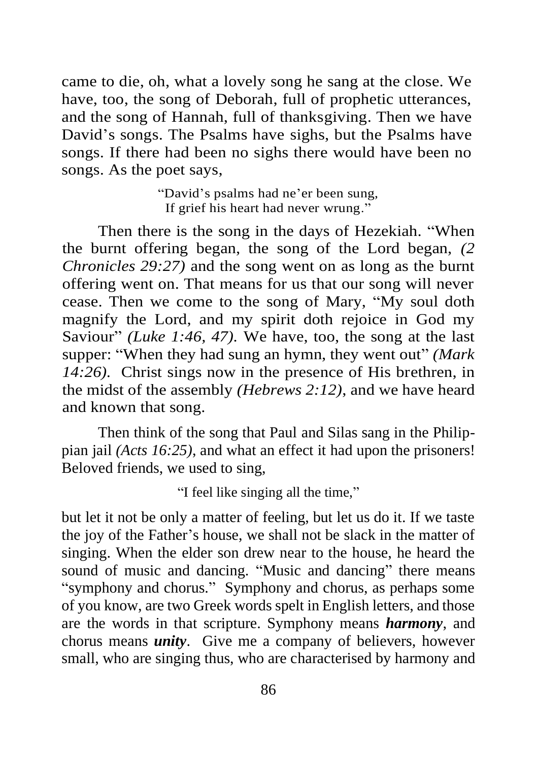came to die, oh, what a lovely song he sang at the close. We have, too, the song of Deborah, full of prophetic utterances, and the song of Hannah, full of thanksgiving. Then we have David's songs. The Psalms have sighs, but the Psalms have songs. If there had been no sighs there would have been no songs. As the poet says,

> "David's psalms had ne'er been sung,
> If grief his heart had never wrung."

Then there is the song in the days of Hezekiah. "When the burnt offering began, the song of the Lord began, *(2 Chronicles 29:27)* and the song went on as long as the burnt offering went on. That means for us that our song will never cease. Then we come to the song of Mary, "My soul doth magnify the Lord, and my spirit doth rejoice in God my Saviour" *(Luke 1:46, 47).* We have, too, the song at the last supper: "When they had sung an hymn, they went out" *(Mark 14:26).* Christ sings now in the presence of His brethren, in the midst of the assembly *(Hebrews 2:12),* and we have heard and known that song.

Then think of the song that Paul and Silas sang in the Philippian jail *(Acts 16:25),* and what an effect it had upon the prisoners! Beloved friends, we used to sing,

> "I feel like singing all the time,"

but let it not be only a matter of feeling, but let us do it. If we taste the joy of the Father's house, we shall not be slack in the matter of singing. When the elder son drew near to the house, he heard the sound of music and dancing. "Music and dancing" there means "symphony and chorus." Symphony and chorus, as perhaps some of you know, are two Greek words spelt in English letters, and those are the words in that scripture. Symphony means ***harmony***, and chorus means ***unity***. Give me a company of believers, however small, who are singing thus, who are characterised by harmony and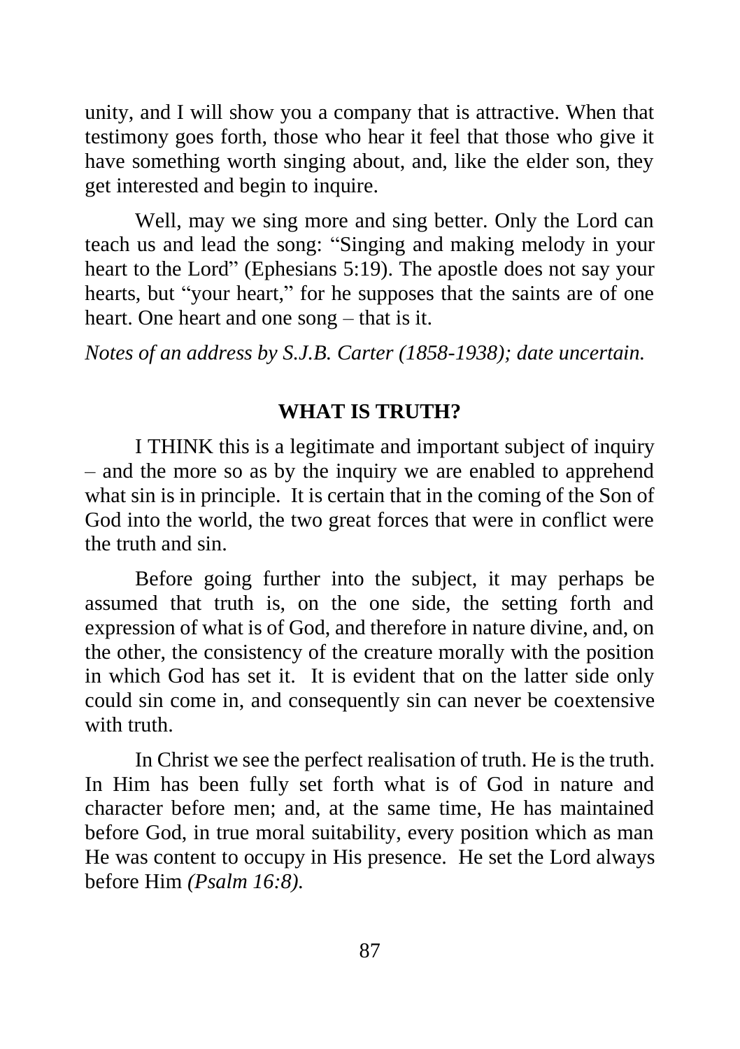unity, and I will show you a company that is attractive. When that testimony goes forth, those who hear it feel that those who give it have something worth singing about, and, like the elder son, they get interested and begin to inquire.

Well, may we sing more and sing better. Only the Lord can teach us and lead the song: "Singing and making melody in your heart to the Lord" (Ephesians 5:19). The apostle does not say your hearts, but "your heart," for he supposes that the saints are of one heart. One heart and one song – that is it.

*Notes of an address by S.J.B. Carter (1858-1938); date uncertain.*

## WHAT IS TRUTH?

I THINK this is a legitimate and important subject of inquiry – and the more so as by the inquiry we are enabled to apprehend what sin is in principle. It is certain that in the coming of the Son of God into the world, the two great forces that were in conflict were the truth and sin.

Before going further into the subject, it may perhaps be assumed that truth is, on the one side, the setting forth and expression of what is of God, and therefore in nature divine, and, on the other, the consistency of the creature morally with the position in which God has set it. It is evident that on the latter side only could sin come in, and consequently sin can never be coextensive with truth.

In Christ we see the perfect realisation of truth. He is the truth. In Him has been fully set forth what is of God in nature and character before men; and, at the same time, He has maintained before God, in true moral suitability, every position which as man He was content to occupy in His presence. He set the Lord always before Him *(Psalm 16:8).*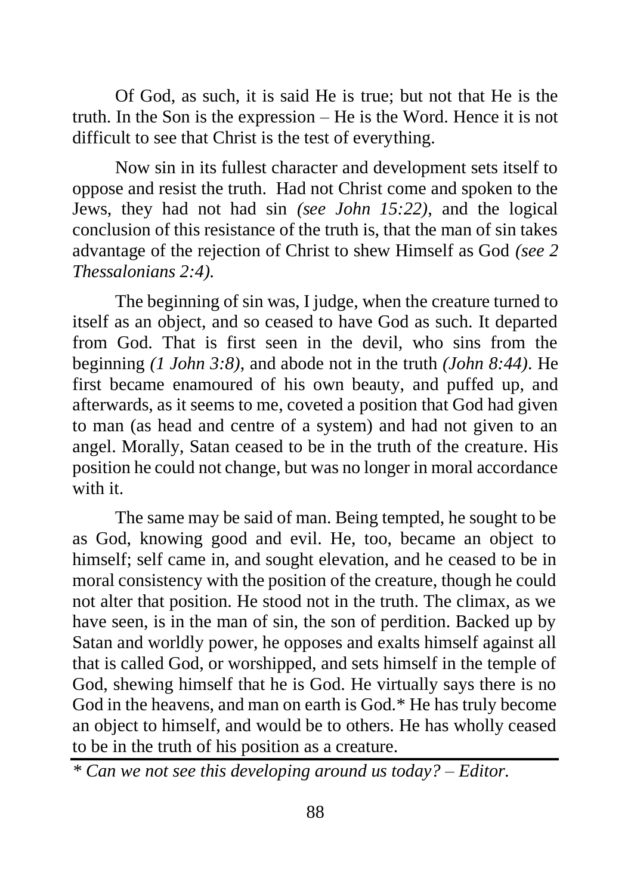Of God, as such, it is said He is true; but not that He is the truth. In the Son is the expression – He is the Word. Hence it is not difficult to see that Christ is the test of everything.

Now sin in its fullest character and development sets itself to oppose and resist the truth. Had not Christ come and spoken to the Jews, they had not had sin *(see John 15:22)*, and the logical conclusion of this resistance of the truth is, that the man of sin takes advantage of the rejection of Christ to shew Himself as God *(see 2 Thessalonians 2:4).*

The beginning of sin was, I judge, when the creature turned to itself as an object, and so ceased to have God as such. It departed from God. That is first seen in the devil, who sins from the beginning *(1 John 3:8)*, and abode not in the truth *(John 8:44)*. He first became enamoured of his own beauty, and puffed up, and afterwards, as it seems to me, coveted a position that God had given to man (as head and centre of a system) and had not given to an angel. Morally, Satan ceased to be in the truth of the creature. His position he could not change, but was no longer in moral accordance with it.

The same may be said of man. Being tempted, he sought to be as God, knowing good and evil. He, too, became an object to himself; self came in, and sought elevation, and he ceased to be in moral consistency with the position of the creature, though he could not alter that position. He stood not in the truth. The climax, as we have seen, is in the man of sin, the son of perdition. Backed up by Satan and worldly power, he opposes and exalts himself against all that is called God, or worshipped, and sets himself in the temple of God, shewing himself that he is God. He virtually says there is no God in the heavens, and man on earth is God.* He has truly become an object to himself, and would be to others. He has wholly ceased to be in the truth of his position as a creature.

---

*\* Can we not see this developing around us today? – Editor.*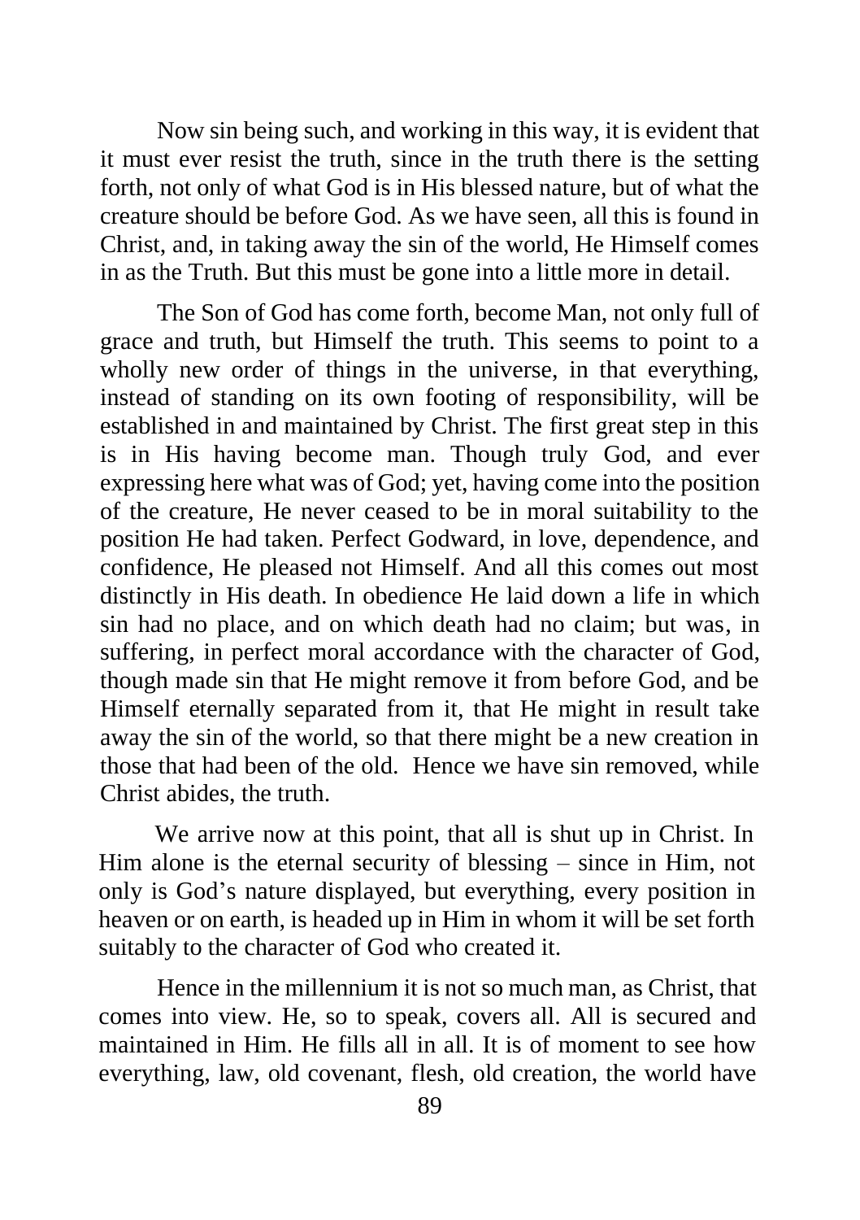Now sin being such, and working in this way, it is evident that it must ever resist the truth, since in the truth there is the setting forth, not only of what God is in His blessed nature, but of what the creature should be before God. As we have seen, all this is found in Christ, and, in taking away the sin of the world, He Himself comes in as the Truth. But this must be gone into a little more in detail.

The Son of God has come forth, become Man, not only full of grace and truth, but Himself the truth. This seems to point to a wholly new order of things in the universe, in that everything, instead of standing on its own footing of responsibility, will be established in and maintained by Christ. The first great step in this is in His having become man. Though truly God, and ever expressing here what was of God; yet, having come into the position of the creature, He never ceased to be in moral suitability to the position He had taken. Perfect Godward, in love, dependence, and confidence, He pleased not Himself. And all this comes out most distinctly in His death. In obedience He laid down a life in which sin had no place, and on which death had no claim; but was, in suffering, in perfect moral accordance with the character of God, though made sin that He might remove it from before God, and be Himself eternally separated from it, that He might in result take away the sin of the world, so that there might be a new creation in those that had been of the old. Hence we have sin removed, while Christ abides, the truth.

We arrive now at this point, that all is shut up in Christ. In Him alone is the eternal security of blessing – since in Him, not only is God's nature displayed, but everything, every position in heaven or on earth, is headed up in Him in whom it will be set forth suitably to the character of God who created it.

Hence in the millennium it is not so much man, as Christ, that comes into view. He, so to speak, covers all. All is secured and maintained in Him. He fills all in all. It is of moment to see how everything, law, old covenant, flesh, old creation, the world have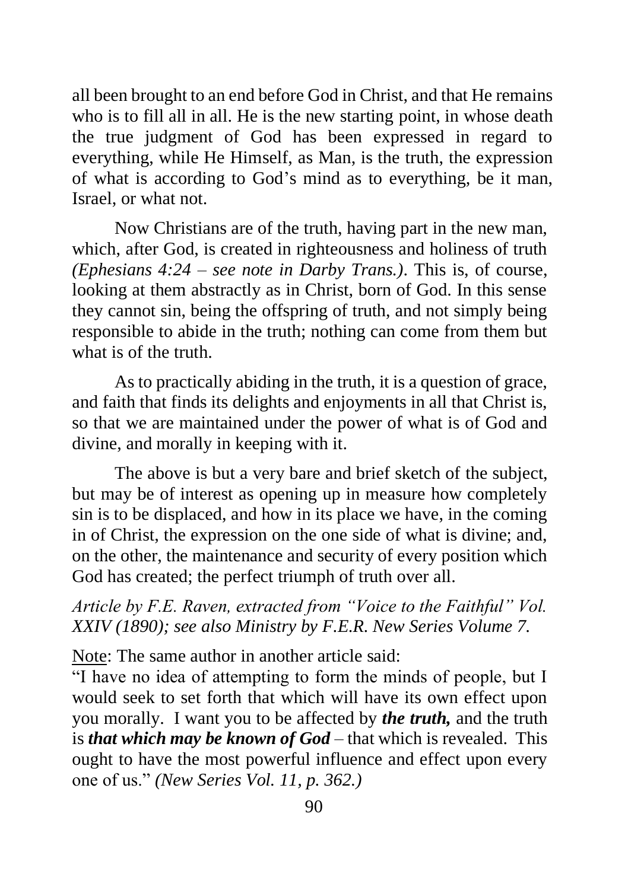all been brought to an end before God in Christ, and that He remains who is to fill all in all. He is the new starting point, in whose death the true judgment of God has been expressed in regard to everything, while He Himself, as Man, is the truth, the expression of what is according to God's mind as to everything, be it man, Israel, or what not.

Now Christians are of the truth, having part in the new man, which, after God, is created in righteousness and holiness of truth *(Ephesians 4:24 – see note in Darby Trans.)*. This is, of course, looking at them abstractly as in Christ, born of God. In this sense they cannot sin, being the offspring of truth, and not simply being responsible to abide in the truth; nothing can come from them but what is of the truth.

As to practically abiding in the truth, it is a question of grace, and faith that finds its delights and enjoyments in all that Christ is, so that we are maintained under the power of what is of God and divine, and morally in keeping with it.

The above is but a very bare and brief sketch of the subject, but may be of interest as opening up in measure how completely sin is to be displaced, and how in its place we have, in the coming in of Christ, the expression on the one side of what is divine; and, on the other, the maintenance and security of every position which God has created; the perfect triumph of truth over all.

*Article by F.E. Raven, extracted from "Voice to the Faithful" Vol. XXIV (1890); see also Ministry by F.E.R. New Series Volume 7.*

Note: The same author in another article said:
"I have no idea of attempting to form the minds of people, but I would seek to set forth that which will have its own effect upon you morally. I want you to be affected by ***the truth,*** and the truth is ***that which may be known of God*** – that which is revealed. This ought to have the most powerful influence and effect upon every one of us." *(New Series Vol. 11, p. 362.)*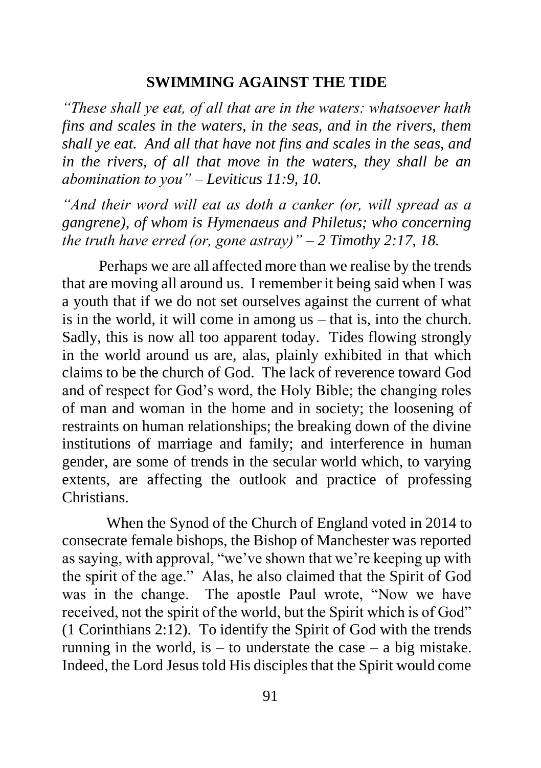## SWIMMING AGAINST THE TIDE

*"These shall ye eat, of all that are in the waters: whatsoever hath fins and scales in the waters, in the seas, and in the rivers, them shall ye eat. And all that have not fins and scales in the seas, and in the rivers, of all that move in the waters, they shall be an abomination to you" – Leviticus 11:9, 10.*

*"And their word will eat as doth a canker (or, will spread as a gangrene), of whom is Hymenaeus and Philetus; who concerning the truth have erred (or, gone astray)" – 2 Timothy 2:17, 18.*

Perhaps we are all affected more than we realise by the trends that are moving all around us. I remember it being said when I was a youth that if we do not set ourselves against the current of what is in the world, it will come in among us – that is, into the church. Sadly, this is now all too apparent today. Tides flowing strongly in the world around us are, alas, plainly exhibited in that which claims to be the church of God. The lack of reverence toward God and of respect for God's word, the Holy Bible; the changing roles of man and woman in the home and in society; the loosening of restraints on human relationships; the breaking down of the divine institutions of marriage and family; and interference in human gender, are some of trends in the secular world which, to varying extents, are affecting the outlook and practice of professing Christians.

When the Synod of the Church of England voted in 2014 to consecrate female bishops, the Bishop of Manchester was reported as saying, with approval, "we've shown that we're keeping up with the spirit of the age." Alas, he also claimed that the Spirit of God was in the change. The apostle Paul wrote, "Now we have received, not the spirit of the world, but the Spirit which is of God" (1 Corinthians 2:12). To identify the Spirit of God with the trends running in the world, is – to understate the case – a big mistake. Indeed, the Lord Jesus told His disciples that the Spirit would come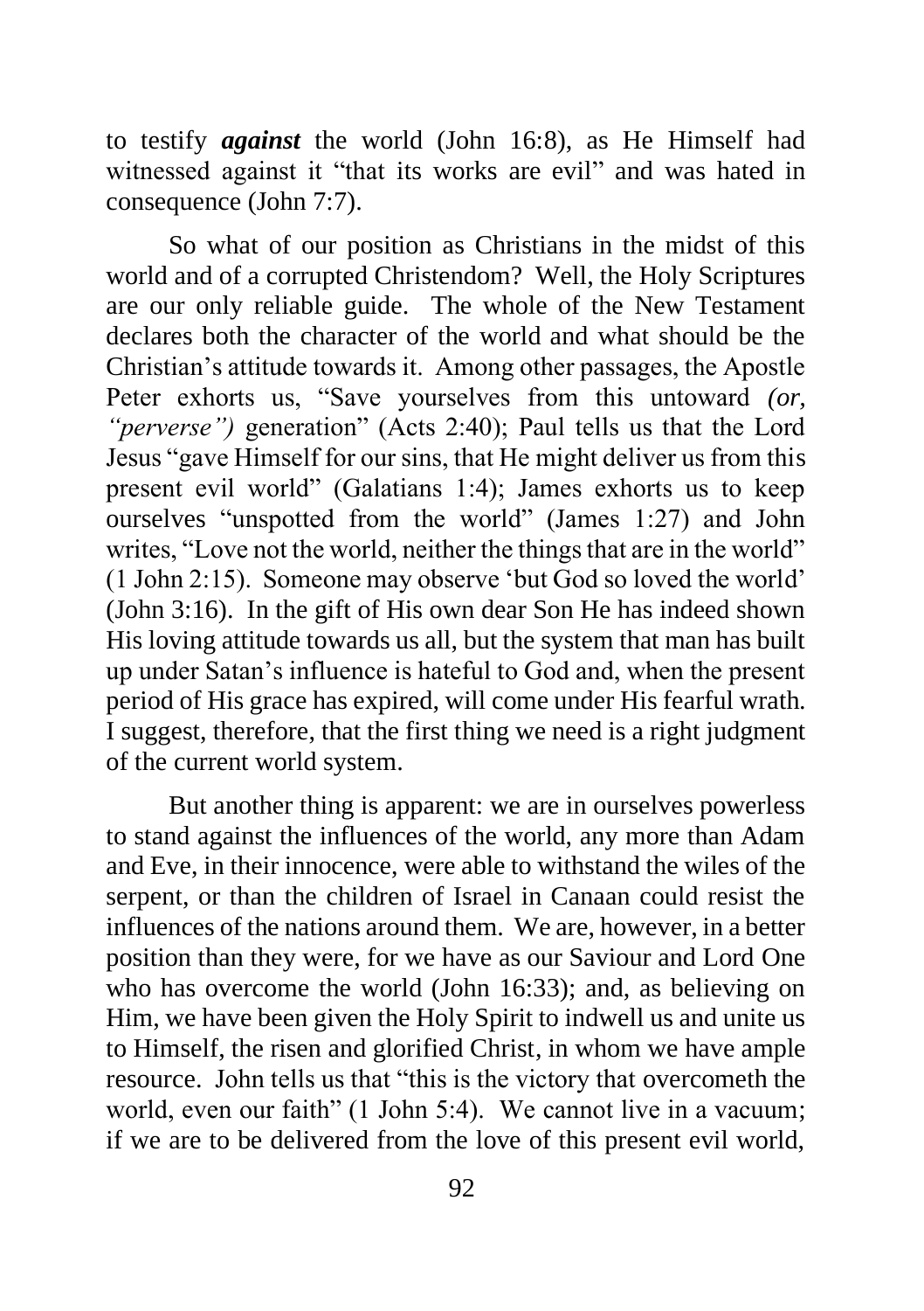to testify ***against*** the world (John 16:8), as He Himself had witnessed against it "that its works are evil" and was hated in consequence (John 7:7).

So what of our position as Christians in the midst of this world and of a corrupted Christendom? Well, the Holy Scriptures are our only reliable guide. The whole of the New Testament declares both the character of the world and what should be the Christian's attitude towards it. Among other passages, the Apostle Peter exhorts us, "Save yourselves from this untoward *(or, "perverse")* generation" (Acts 2:40); Paul tells us that the Lord Jesus "gave Himself for our sins, that He might deliver us from this present evil world" (Galatians 1:4); James exhorts us to keep ourselves "unspotted from the world" (James 1:27) and John writes, "Love not the world, neither the things that are in the world" (1 John 2:15). Someone may observe 'but God so loved the world' (John 3:16). In the gift of His own dear Son He has indeed shown His loving attitude towards us all, but the system that man has built up under Satan's influence is hateful to God and, when the present period of His grace has expired, will come under His fearful wrath. I suggest, therefore, that the first thing we need is a right judgment of the current world system.

But another thing is apparent: we are in ourselves powerless to stand against the influences of the world, any more than Adam and Eve, in their innocence, were able to withstand the wiles of the serpent, or than the children of Israel in Canaan could resist the influences of the nations around them. We are, however, in a better position than they were, for we have as our Saviour and Lord One who has overcome the world (John 16:33); and, as believing on Him, we have been given the Holy Spirit to indwell us and unite us to Himself, the risen and glorified Christ, in whom we have ample resource. John tells us that "this is the victory that overcometh the world, even our faith" (1 John 5:4). We cannot live in a vacuum; if we are to be delivered from the love of this present evil world,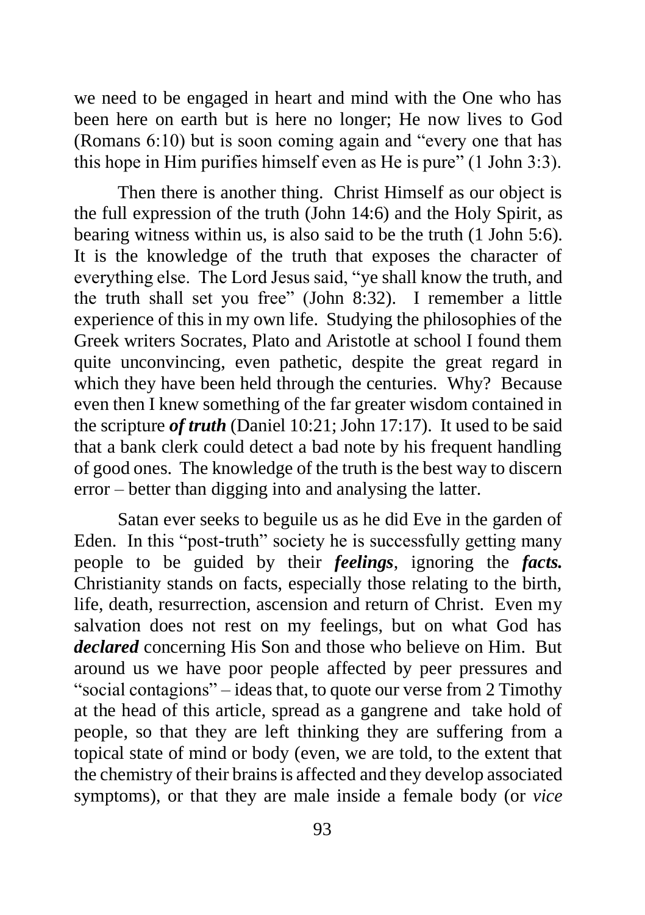we need to be engaged in heart and mind with the One who has been here on earth but is here no longer; He now lives to God (Romans 6:10) but is soon coming again and "every one that has this hope in Him purifies himself even as He is pure" (1 John 3:3).

Then there is another thing. Christ Himself as our object is the full expression of the truth (John 14:6) and the Holy Spirit, as bearing witness within us, is also said to be the truth (1 John 5:6). It is the knowledge of the truth that exposes the character of everything else. The Lord Jesus said, "ye shall know the truth, and the truth shall set you free" (John 8:32). I remember a little experience of this in my own life. Studying the philosophies of the Greek writers Socrates, Plato and Aristotle at school I found them quite unconvincing, even pathetic, despite the great regard in which they have been held through the centuries. Why? Because even then I knew something of the far greater wisdom contained in the scripture ***of truth*** (Daniel 10:21; John 17:17). It used to be said that a bank clerk could detect a bad note by his frequent handling of good ones. The knowledge of the truth is the best way to discern error – better than digging into and analysing the latter.

Satan ever seeks to beguile us as he did Eve in the garden of Eden. In this "post-truth" society he is successfully getting many people to be guided by their ***feelings***, ignoring the ***facts.*** Christianity stands on facts, especially those relating to the birth, life, death, resurrection, ascension and return of Christ. Even my salvation does not rest on my feelings, but on what God has ***declared*** concerning His Son and those who believe on Him. But around us we have poor people affected by peer pressures and "social contagions" – ideas that, to quote our verse from 2 Timothy at the head of this article, spread as a gangrene and take hold of people, so that they are left thinking they are suffering from a topical state of mind or body (even, we are told, to the extent that the chemistry of their brains is affected and they develop associated symptoms), or that they are male inside a female body (or *vice*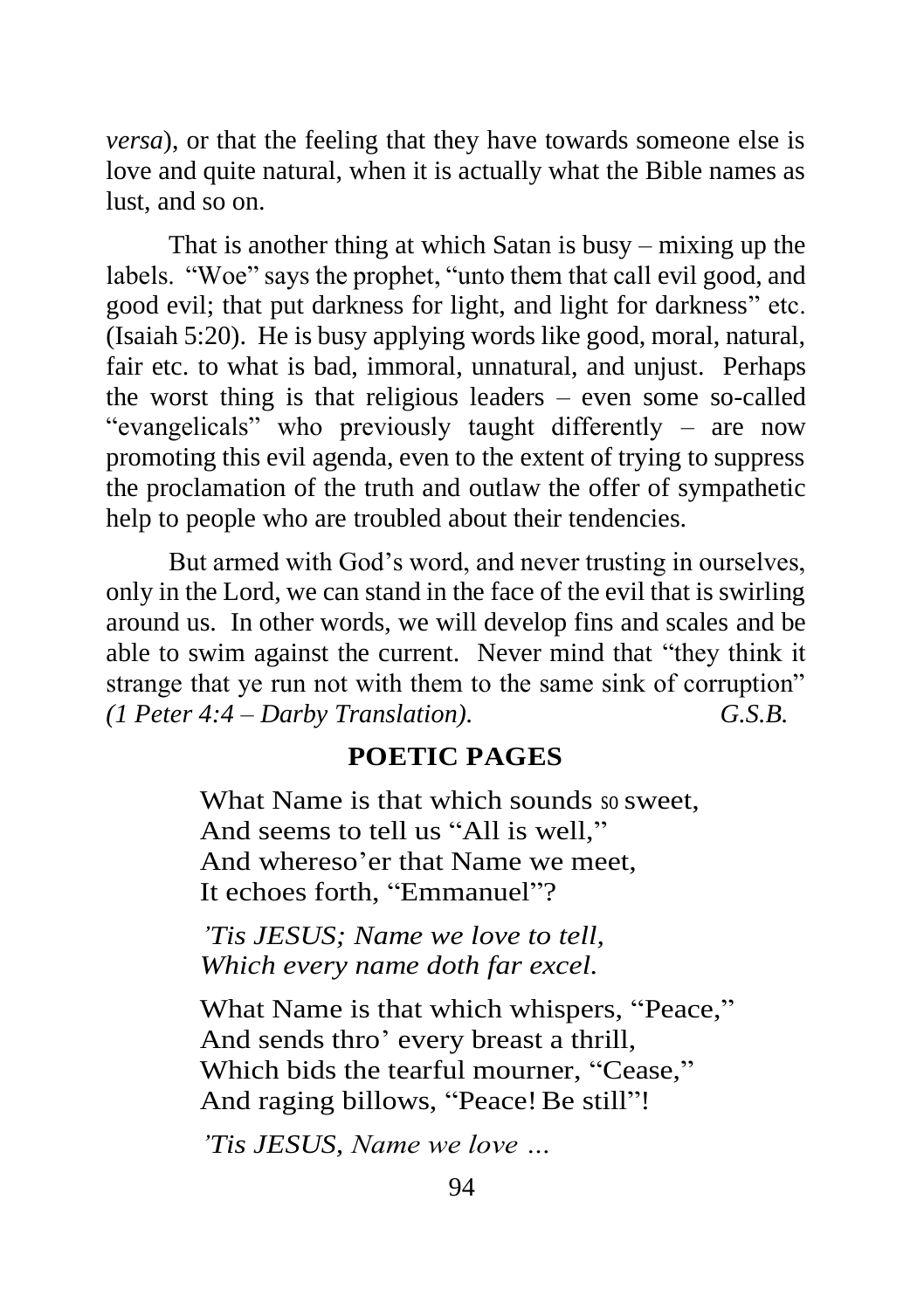*versa*), or that the feeling that they have towards someone else is love and quite natural, when it is actually what the Bible names as lust, and so on.

That is another thing at which Satan is busy – mixing up the labels. "Woe" says the prophet, "unto them that call evil good, and good evil; that put darkness for light, and light for darkness" etc. (Isaiah 5:20). He is busy applying words like good, moral, natural, fair etc. to what is bad, immoral, unnatural, and unjust. Perhaps the worst thing is that religious leaders – even some so-called "evangelicals" who previously taught differently – are now promoting this evil agenda, even to the extent of trying to suppress the proclamation of the truth and outlaw the offer of sympathetic help to people who are troubled about their tendencies.

But armed with God's word, and never trusting in ourselves, only in the Lord, we can stand in the face of the evil that is swirling around us. In other words, we will develop fins and scales and be able to swim against the current. Never mind that "they think it strange that ye run not with them to the same sink of corruption" *(1 Peter 4:4 – Darby Translation).* *G.S.B.*

## POETIC PAGES

What Name is that which sounds so sweet,
And seems to tell us "All is well,"
And whereso'er that Name we meet,
It echoes forth, "Emmanuel"?

*'Tis JESUS; Name we love to tell,*
*Which every name doth far excel.*

What Name is that which whispers, "Peace,"
And sends thro' every breast a thrill,
Which bids the tearful mourner, "Cease,"
And raging billows, "Peace! Be still"!

*'Tis JESUS, Name we love …*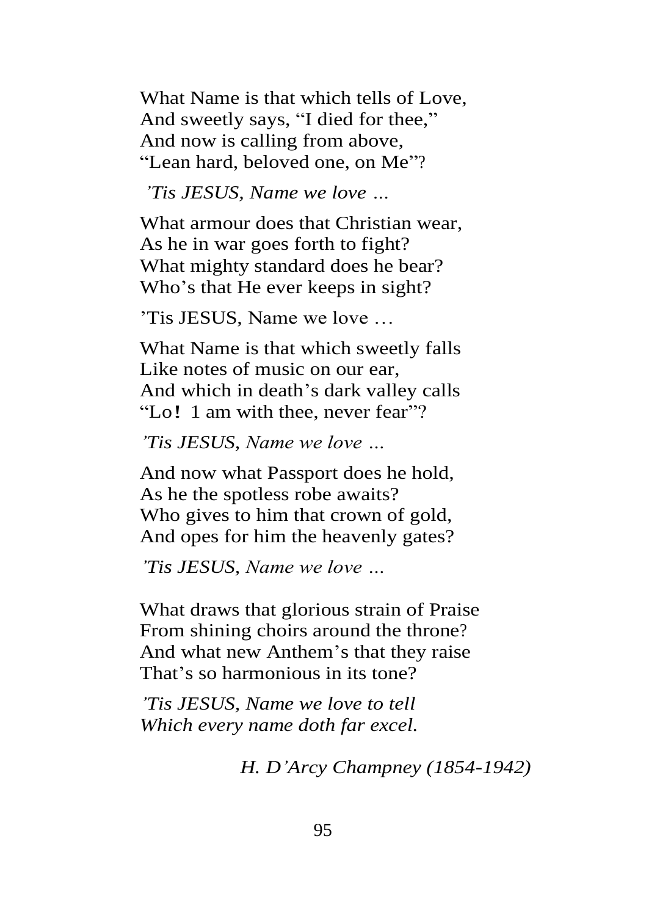What Name is that which tells of Love,  
And sweetly says, "I died for thee,"  
And now is calling from above,  
"Lean hard, beloved one, on Me"?

*'Tis JESUS, Name we love …*

What armour does that Christian wear,  
As he in war goes forth to fight?  
What mighty standard does he bear?  
Who's that He ever keeps in sight?

'Tis JESUS, Name we love …

What Name is that which sweetly falls  
Like notes of music on our ear,  
And which in death's dark valley calls  
"Lo! 1 am with thee, never fear"?

*'Tis JESUS, Name we love …*

And now what Passport does he hold,  
As he the spotless robe awaits?  
Who gives to him that crown of gold,  
And opes for him the heavenly gates?

*'Tis JESUS, Name we love …*

What draws that glorious strain of Praise  
From shining choirs around the throne?  
And what new Anthem's that they raise  
That's so harmonious in its tone?

*'Tis JESUS, Name we love to tell*  
*Which every name doth far excel.*

*H. D'Arcy Champney (1854-1942)*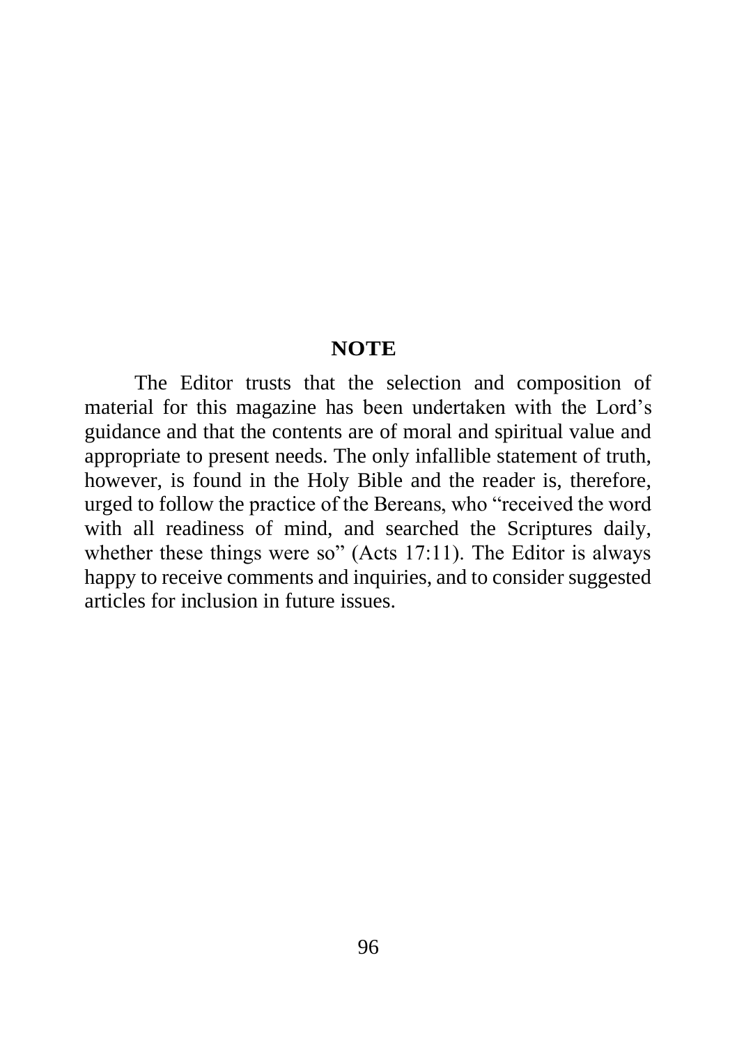## NOTE

The Editor trusts that the selection and composition of material for this magazine has been undertaken with the Lord's guidance and that the contents are of moral and spiritual value and appropriate to present needs. The only infallible statement of truth, however, is found in the Holy Bible and the reader is, therefore, urged to follow the practice of the Bereans, who "received the word with all readiness of mind, and searched the Scriptures daily, whether these things were so" (Acts 17:11). The Editor is always happy to receive comments and inquiries, and to consider suggested articles for inclusion in future issues.